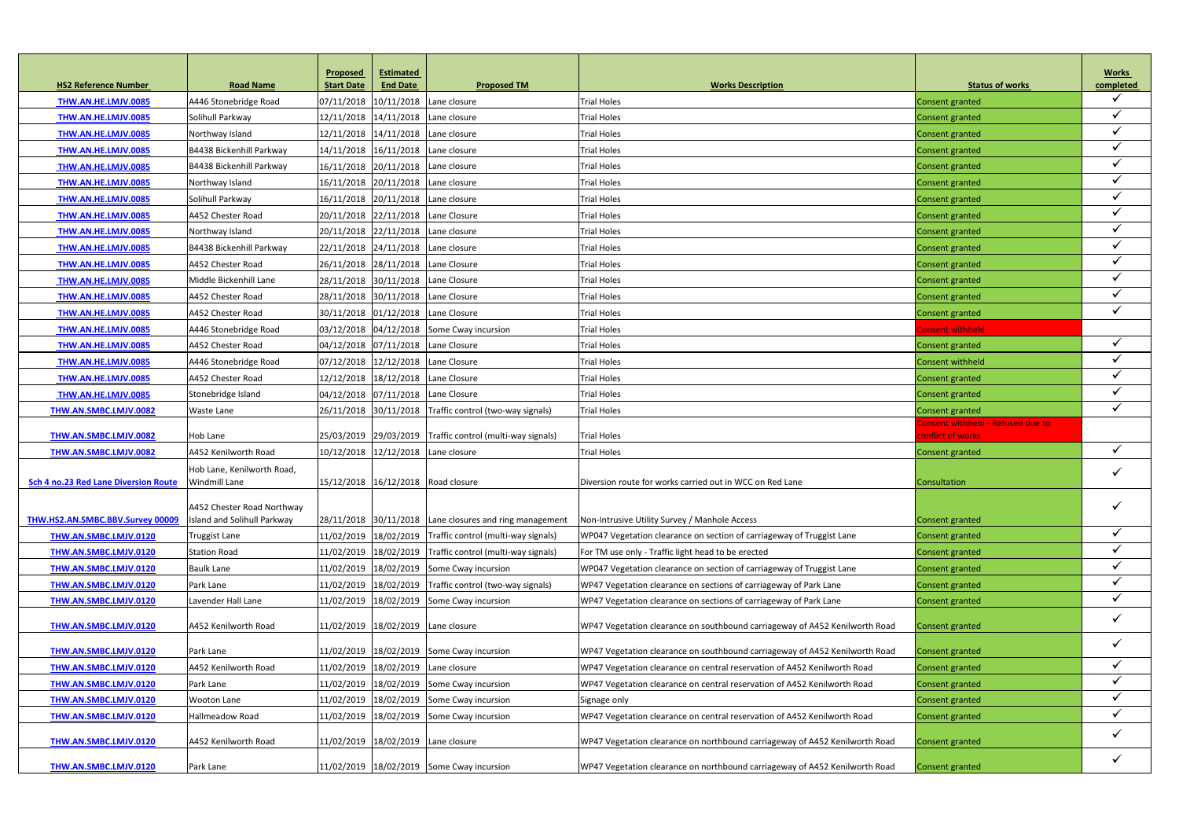| HS2 Reference Number | Road Name | Proposed Start Date | Estimated End Date | Proposed TM | Works Description | Status of works | Works completed |
|---|---|---|---|---|---|---|---|
| THW.AN.HE.LMJV.0085 | A446 Stonebridge Road | 07/11/2018 | 10/11/2018 | Lane closure | Trial Holes | Consent granted | ✓ |
| THW.AN.HE.LMJV.0085 | Solihull Parkway | 12/11/2018 | 14/11/2018 | Lane closure | Trial Holes | Consent granted | ✓ |
| THW.AN.HE.LMJV.0085 | Northway Island | 12/11/2018 | 14/11/2018 | Lane closure | Trial Holes | Consent granted | ✓ |
| THW.AN.HE.LMJV.0085 | B4438 Bickenhill Parkway | 14/11/2018 | 16/11/2018 | Lane closure | Trial Holes | Consent granted | ✓ |
| THW.AN.HE.LMJV.0085 | B4438 Bickenhill Parkway | 16/11/2018 | 20/11/2018 | Lane closure | Trial Holes | Consent granted | ✓ |
| THW.AN.HE.LMJV.0085 | Northway Island | 16/11/2018 | 20/11/2018 | Lane closure | Trial Holes | Consent granted | ✓ |
| THW.AN.HE.LMJV.0085 | Solihull Parkway | 16/11/2018 | 20/11/2018 | Lane closure | Trial Holes | Consent granted | ✓ |
| THW.AN.HE.LMJV.0085 | A452 Chester Road | 20/11/2018 | 22/11/2018 | Lane Closure | Trial Holes | Consent granted | ✓ |
| THW.AN.HE.LMJV.0085 | Northway Island | 20/11/2018 | 22/11/2018 | Lane closure | Trial Holes | Consent granted | ✓ |
| THW.AN.HE.LMJV.0085 | B4438 Bickenhill Parkway | 22/11/2018 | 24/11/2018 | Lane closure | Trial Holes | Consent granted | ✓ |
| THW.AN.HE.LMJV.0085 | A452 Chester Road | 26/11/2018 | 28/11/2018 | Lane Closure | Trial Holes | Consent granted | ✓ |
| THW.AN.HE.LMJV.0085 | Middle Bickenhill Lane | 28/11/2018 | 30/11/2018 | Lane Closure | Trial Holes | Consent granted | ✓ |
| THW.AN.HE.LMJV.0085 | A452 Chester Road | 28/11/2018 | 30/11/2018 | Lane Closure | Trial Holes | Consent granted | ✓ |
| THW.AN.HE.LMJV.0085 | A452 Chester Road | 30/11/2018 | 01/12/2018 | Lane Closure | Trial Holes | Consent granted | ✓ |
| THW.AN.HE.LMJV.0085 | A446 Stonebridge Road | 03/12/2018 | 04/12/2018 | Some Cway incursion | Trial Holes | Consent withheld | |
| THW.AN.HE.LMJV.0085 | A452 Chester Road | 04/12/2018 | 07/11/2018 | Lane Closure | Trial Holes | Consent granted | ✓ |
| THW.AN.HE.LMJV.0085 | A446 Stonebridge Road | 07/12/2018 | 12/12/2018 | Lane Closure | Trial Holes | Consent withheld | ✓ |
| THW.AN.HE.LMJV.0085 | A452 Chester Road | 12/12/2018 | 18/12/2018 | Lane Closure | Trial Holes | Consent granted | ✓ |
| THW.AN.HE.LMJV.0085 | Stonebridge Island | 04/12/2018 | 07/11/2018 | Lane Closure | Trial Holes | Consent granted | ✓ |
| THW.AN.SMBC.LMJV.0082 | Waste Lane | 26/11/2018 | 30/11/2018 | Traffic control (two-way signals) | Trial Holes | Consent granted | ✓ |
| THW.AN.SMBC.LMJV.0082 | Hob Lane | 25/03/2019 | 29/03/2019 | Traffic control (multi-way signals) | Trial Holes | Consent withheld - Refused due to conflict of works | |
| THW.AN.SMBC.LMJV.0082 | A452 Kenilworth Road | 10/12/2018 | 12/12/2018 | Lane closure | Trial Holes | Consent granted | ✓ |
| Sch 4 no.23 Red Lane Diversion Route | Hob Lane, Kenilworth Road, Windmill Lane | 15/12/2018 | 16/12/2018 | Road closure | Diversion route for works carried out in WCC on Red Lane | Consultation | ✓ |
| THW.HS2.AN.SMBC.BBV.Survey 00009 | A452 Chester Road Northway Island and Solihull Parkway | 28/11/2018 | 30/11/2018 | Lane closures and ring management | Non-Intrusive Utility Survey / Manhole Access | Consent granted | ✓ |
| THW.AN.SMBC.LMJV.0120 | Truggist Lane | 11/02/2019 | 18/02/2019 | Traffic control (multi-way signals) | WP047 Vegetation clearance on section of carriageway of Truggist Lane | Consent granted | ✓ |
| THW.AN.SMBC.LMJV.0120 | Station Road | 11/02/2019 | 18/02/2019 | Traffic control (multi-way signals) | For TM use only - Traffic light head to be erected | Consent granted | ✓ |
| THW.AN.SMBC.LMJV.0120 | Baulk Lane | 11/02/2019 | 18/02/2019 | Some Cway incursion | WP047 Vegetation clearance on section of carriageway of Truggist Lane | Consent granted | ✓ |
| THW.AN.SMBC.LMJV.0120 | Park Lane | 11/02/2019 | 18/02/2019 | Traffic control (two-way signals) | WP47 Vegetation clearance on sections of carriageway of Park Lane | Consent granted | ✓ |
| THW.AN.SMBC.LMJV.0120 | Lavender Hall Lane | 11/02/2019 | 18/02/2019 | Some Cway incursion | WP47 Vegetation clearance on sections of carriageway of Park Lane | Consent granted | ✓ |
| THW.AN.SMBC.LMJV.0120 | A452 Kenilworth Road | 11/02/2019 | 18/02/2019 | Lane closure | WP47 Vegetation clearance on southbound carriageway of A452 Kenilworth Road | Consent granted | ✓ |
| THW.AN.SMBC.LMJV.0120 | Park Lane | 11/02/2019 | 18/02/2019 | Some Cway incursion | WP47 Vegetation clearance on southbound carriageway of A452 Kenilworth Road | Consent granted | ✓ |
| THW.AN.SMBC.LMJV.0120 | A452 Kenilworth Road | 11/02/2019 | 18/02/2019 | Lane closure | WP47 Vegetation clearance on central reservation of A452 Kenilworth Road | Consent granted | ✓ |
| THW.AN.SMBC.LMJV.0120 | Park Lane | 11/02/2019 | 18/02/2019 | Some Cway incursion | WP47 Vegetation clearance on central reservation of A452 Kenilworth Road | Consent granted | ✓ |
| THW.AN.SMBC.LMJV.0120 | Wooton Lane | 11/02/2019 | 18/02/2019 | Some Cway incursion | Signage only | Consent granted | ✓ |
| THW.AN.SMBC.LMJV.0120 | Hallmeadow Road | 11/02/2019 | 18/02/2019 | Some Cway incursion | WP47 Vegetation clearance on central reservation of A452 Kenilworth Road | Consent granted | ✓ |
| THW.AN.SMBC.LMJV.0120 | A452 Kenilworth Road | 11/02/2019 | 18/02/2019 | Lane closure | WP47 Vegetation clearance on northbound carriageway of A452 Kenilworth Road | Consent granted | ✓ |
| THW.AN.SMBC.LMJV.0120 | Park Lane | 11/02/2019 | 18/02/2019 | Some Cway incursion | WP47 Vegetation clearance on northbound carriageway of A452 Kenilworth Road | Consent granted | ✓ |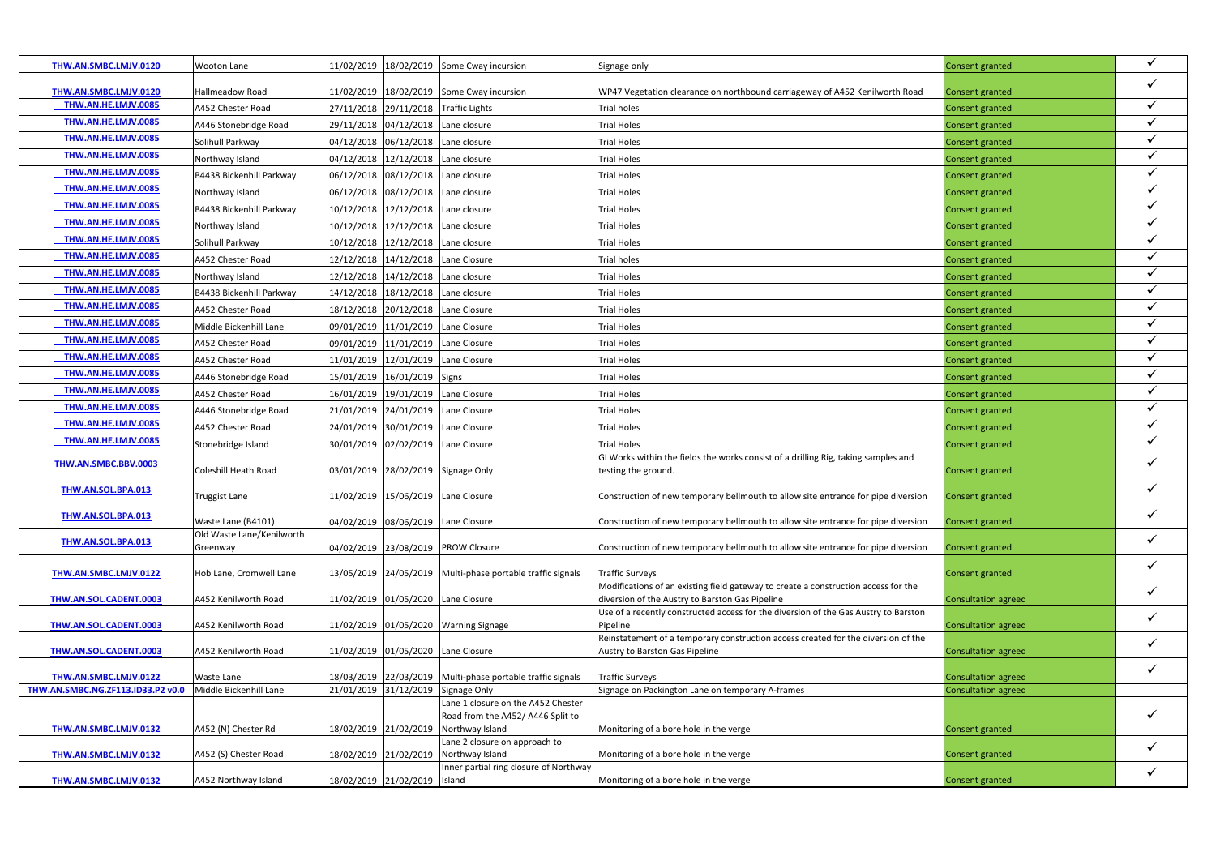| | | | | | | | |
|---|---|---|---|---|---|---|---|
| THW.AN.SMBC.LMJV.0120 | Wooton Lane | 11/02/2019 | 18/02/2019 | Some Cway incursion | Signage only | Consent granted | ✓ |
| THW.AN.SMBC.LMJV.0120 | Hallmeadow Road | 11/02/2019 | 18/02/2019 | Some Cway incursion | WP47 Vegetation clearance on northbound carriageway of A452 Kenilworth Road | Consent granted | ✓ |
| THW.AN.HE.LMJV.0085 | A452 Chester Road | 27/11/2018 | 29/11/2018 | Traffic Lights | Trial holes | Consent granted | ✓ |
| THW.AN.HE.LMJV.0085 | A446 Stonebridge Road | 29/11/2018 | 04/12/2018 | Lane closure | Trial Holes | Consent granted | ✓ |
| THW.AN.HE.LMJV.0085 | Solihull Parkway | 04/12/2018 | 06/12/2018 | Lane closure | Trial Holes | Consent granted | ✓ |
| THW.AN.HE.LMJV.0085 | Northway Island | 04/12/2018 | 12/12/2018 | Lane closure | Trial Holes | Consent granted | ✓ |
| THW.AN.HE.LMJV.0085 | B4438 Bickenhill Parkway | 06/12/2018 | 08/12/2018 | Lane closure | Trial Holes | Consent granted | ✓ |
| THW.AN.HE.LMJV.0085 | Northway Island | 06/12/2018 | 08/12/2018 | Lane closure | Trial Holes | Consent granted | ✓ |
| THW.AN.HE.LMJV.0085 | B4438 Bickenhill Parkway | 10/12/2018 | 12/12/2018 | Lane closure | Trial Holes | Consent granted | ✓ |
| THW.AN.HE.LMJV.0085 | Northway Island | 10/12/2018 | 12/12/2018 | Lane closure | Trial Holes | Consent granted | ✓ |
| THW.AN.HE.LMJV.0085 | Solihull Parkway | 10/12/2018 | 12/12/2018 | Lane closure | Trial Holes | Consent granted | ✓ |
| THW.AN.HE.LMJV.0085 | A452 Chester Road | 12/12/2018 | 14/12/2018 | Lane Closure | Trial holes | Consent granted | ✓ |
| THW.AN.HE.LMJV.0085 | Northway Island | 12/12/2018 | 14/12/2018 | Lane closure | Trial Holes | Consent granted | ✓ |
| THW.AN.HE.LMJV.0085 | B4438 Bickenhill Parkway | 14/12/2018 | 18/12/2018 | Lane closure | Trial Holes | Consent granted | ✓ |
| THW.AN.HE.LMJV.0085 | A452 Chester Road | 18/12/2018 | 20/12/2018 | Lane Closure | Trial Holes | Consent granted | ✓ |
| THW.AN.HE.LMJV.0085 | Middle Bickenhill Lane | 09/01/2019 | 11/01/2019 | Lane Closure | Trial Holes | Consent granted | ✓ |
| THW.AN.HE.LMJV.0085 | A452 Chester Road | 09/01/2019 | 11/01/2019 | Lane Closure | Trial Holes | Consent granted | ✓ |
| THW.AN.HE.LMJV.0085 | A452 Chester Road | 11/01/2019 | 12/01/2019 | Lane Closure | Trial Holes | Consent granted | ✓ |
| THW.AN.HE.LMJV.0085 | A446 Stonebridge Road | 15/01/2019 | 16/01/2019 | Signs | Trial Holes | Consent granted | ✓ |
| THW.AN.HE.LMJV.0085 | A452 Chester Road | 16/01/2019 | 19/01/2019 | Lane Closure | Trial Holes | Consent granted | ✓ |
| THW.AN.HE.LMJV.0085 | A446 Stonebridge Road | 21/01/2019 | 24/01/2019 | Lane Closure | Trial Holes | Consent granted | ✓ |
| THW.AN.HE.LMJV.0085 | A452 Chester Road | 24/01/2019 | 30/01/2019 | Lane Closure | Trial Holes | Consent granted | ✓ |
| THW.AN.HE.LMJV.0085 | Stonebridge Island | 30/01/2019 | 02/02/2019 | Lane Closure | Trial Holes | Consent granted | ✓ |
| THW.AN.SMBC.BBV.0003 | Coleshill Heath Road | 03/01/2019 | 28/02/2019 | Signage Only | GI Works within the fields the works consist of a drilling Rig, taking samples and testing the ground. | Consent granted | ✓ |
| THW.AN.SOL.BPA.013 | Truggist Lane | 11/02/2019 | 15/06/2019 | Lane Closure | Construction of new temporary bellmouth to allow site entrance for pipe diversion | Consent granted | ✓ |
| THW.AN.SOL.BPA.013 | Waste Lane (B4101) | 04/02/2019 | 08/06/2019 | Lane Closure | Construction of new temporary bellmouth to allow site entrance for pipe diversion | Consent granted | ✓ |
| THW.AN.SOL.BPA.013 | Old Waste Lane/Kenilworth Greenway | 04/02/2019 | 23/08/2019 | PROW Closure | Construction of new temporary bellmouth to allow site entrance for pipe diversion | Consent granted | ✓ |
| THW.AN.SMBC.LMJV.0122 | Hob Lane, Cromwell Lane | 13/05/2019 | 24/05/2019 | Multi-phase portable traffic signals | Traffic Surveys | Consent granted | ✓ |
| THW.AN.SOL.CADENT.0003 | A452 Kenilworth Road | 11/02/2019 | 01/05/2020 | Lane Closure | Modifications of an existing field gateway to create a construction access for the diversion of the Austry to Barston Gas Pipeline | Consultation agreed | ✓ |
| THW.AN.SOL.CADENT.0003 | A452 Kenilworth Road | 11/02/2019 | 01/05/2020 | Warning Signage | Use of a recently constructed access for the diversion of the Gas Austry to Barston Pipeline | Consultation agreed | ✓ |
| THW.AN.SOL.CADENT.0003 | A452 Kenilworth Road | 11/02/2019 | 01/05/2020 | Lane Closure | Reinstatement of a temporary construction access created for the diversion of the Austry to Barston Gas Pipeline | Consultation agreed | ✓ |
| THW.AN.SMBC.LMJV.0122 | Waste Lane | 18/03/2019 | 22/03/2019 | Multi-phase portable traffic signals | Traffic Surveys | Consultation agreed | ✓ |
| THW.AN.SMBC.NG.ZF113.ID33.P2 v0.0 | Middle Bickenhill Lane | 21/01/2019 | 31/12/2019 | Signage Only | Signage on Packington Lane on temporary A-frames | Consultation agreed | |
| THW.AN.SMBC.LMJV.0132 | A452 (N) Chester Rd | 18/02/2019 | 21/02/2019 | Lane 1 closure on the A452 Chester Road from the A452/ A446 Split to Northway Island | Monitoring of a bore hole in the verge | Consent granted | ✓ |
| THW.AN.SMBC.LMJV.0132 | A452 (S) Chester Road | 18/02/2019 | 21/02/2019 | Lane 2 closure on approach to Northway Island | Monitoring of a bore hole in the verge | Consent granted | ✓ |
| THW.AN.SMBC.LMJV.0132 | A452 Northway Island | 18/02/2019 | 21/02/2019 | Inner partial ring closure of Northway Island | Monitoring of a bore hole in the verge | Consent granted | ✓ |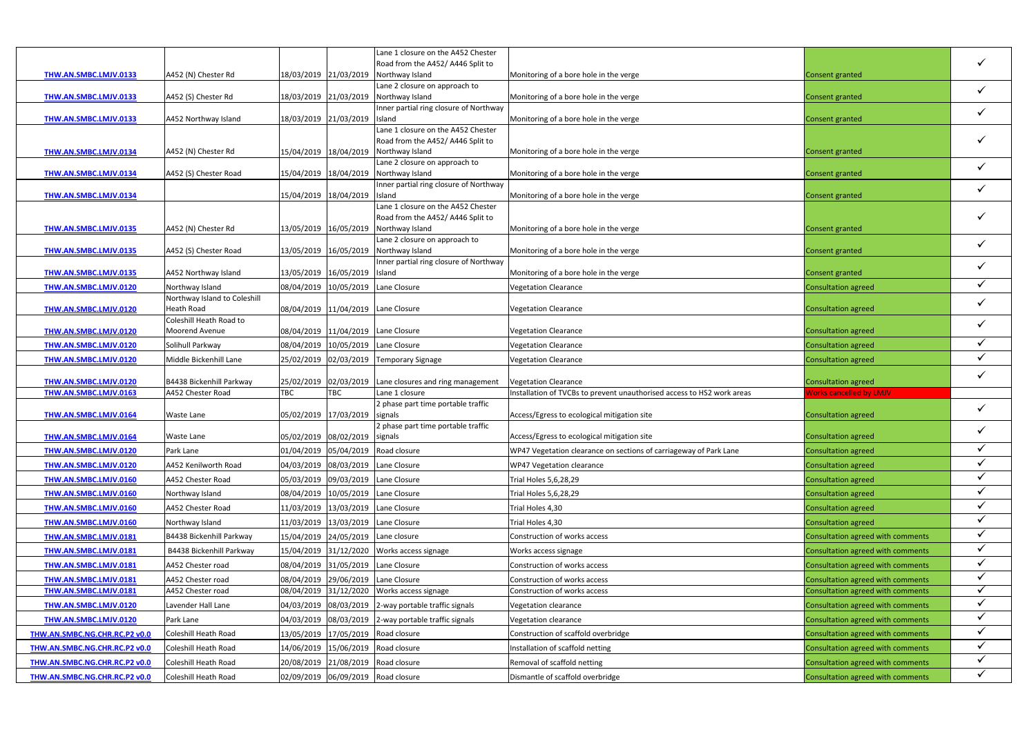|  |  |  |  |  |  |  |  |
|---|---|---|---|---|---|---|---|
| THW.AN.SMBC.LMJV.0133 | A452 (N) Chester Rd | 18/03/2019 | 21/03/2019 | Lane 1 closure on the A452 Chester Road from the A452/ A446 Split to Northway Island | Monitoring of a bore hole in the verge | Consent granted | ✓ |
| THW.AN.SMBC.LMJV.0133 | A452 (S) Chester Rd | 18/03/2019 | 21/03/2019 | Lane 2 closure on approach to Northway Island | Monitoring of a bore hole in the verge | Consent granted | ✓ |
| THW.AN.SMBC.LMJV.0133 | A452 Northway Island | 18/03/2019 | 21/03/2019 | Inner partial ring closure of Northway Island | Monitoring of a bore hole in the verge | Consent granted | ✓ |
| THW.AN.SMBC.LMJV.0134 | A452 (N) Chester Rd | 15/04/2019 | 18/04/2019 | Lane 1 closure on the A452 Chester Road from the A452/ A446 Split to Northway Island | Monitoring of a bore hole in the verge | Consent granted | ✓ |
| THW.AN.SMBC.LMJV.0134 | A452 (S) Chester Road | 15/04/2019 | 18/04/2019 | Lane 2 closure on approach to Northway Island | Monitoring of a bore hole in the verge | Consent granted | ✓ |
| THW.AN.SMBC.LMJV.0134 |  | 15/04/2019 | 18/04/2019 | Inner partial ring closure of Northway Island | Monitoring of a bore hole in the verge | Consent granted | ✓ |
| THW.AN.SMBC.LMJV.0135 | A452 (N) Chester Rd | 13/05/2019 | 16/05/2019 | Lane 1 closure on the A452 Chester Road from the A452/ A446 Split to Northway Island | Monitoring of a bore hole in the verge | Consent granted | ✓ |
| THW.AN.SMBC.LMJV.0135 | A452 (S) Chester Road | 13/05/2019 | 16/05/2019 | Lane 2 closure on approach to Northway Island | Monitoring of a bore hole in the verge | Consent granted | ✓ |
| THW.AN.SMBC.LMJV.0135 | A452 Northway Island | 13/05/2019 | 16/05/2019 | Inner partial ring closure of Northway Island | Monitoring of a bore hole in the verge | Consent granted | ✓ |
| THW.AN.SMBC.LMJV.0120 | Northway Island | 08/04/2019 | 10/05/2019 | Lane Closure | Vegetation Clearance | Consultation agreed | ✓ |
| THW.AN.SMBC.LMJV.0120 | Northway Island to Coleshill Heath Road | 08/04/2019 | 11/04/2019 | Lane Closure | Vegetation Clearance | Consultation agreed | ✓ |
| THW.AN.SMBC.LMJV.0120 | Coleshill Heath Road to Moorend Avenue | 08/04/2019 | 11/04/2019 | Lane Closure | Vegetation Clearance | Consultation agreed | ✓ |
| THW.AN.SMBC.LMJV.0120 | Solihull Parkway | 08/04/2019 | 10/05/2019 | Lane Closure | Vegetation Clearance | Consultation agreed | ✓ |
| THW.AN.SMBC.LMJV.0120 | Middle Bickenhill Lane | 25/02/2019 | 02/03/2019 | Temporary Signage | Vegetation Clearance | Consultation agreed | ✓ |
| THW.AN.SMBC.LMJV.0120 | B4438 Bickenhill Parkway | 25/02/2019 | 02/03/2019 | Lane closures and ring management | Vegetation Clearance | Consultation agreed | ✓ |
| THW.AN.SMBC.LMJV.0163 | A452 Chester Road | TBC | TBC | Lane 1 closure | Installation of TVCBs to prevent unauthorised access to HS2 work areas | Works cancelled by LMJV |  |
| THW.AN.SMBC.LMJV.0164 | Waste Lane | 05/02/2019 | 17/03/2019 | 2 phase part time portable traffic signals | Access/Egress to ecological mitigation site | Consultation agreed | ✓ |
| THW.AN.SMBC.LMJV.0164 | Waste Lane | 05/02/2019 | 08/02/2019 | 2 phase part time portable traffic signals | Access/Egress to ecological mitigation site | Consultation agreed | ✓ |
| THW.AN.SMBC.LMJV.0120 | Park Lane | 01/04/2019 | 05/04/2019 | Road closure | WP47 Vegetation clearance on sections of carriageway of Park Lane | Consultation agreed | ✓ |
| THW.AN.SMBC.LMJV.0120 | A452 Kenilworth Road | 04/03/2019 | 08/03/2019 | Lane Closure | WP47 Vegetation clearance | Consultation agreed | ✓ |
| THW.AN.SMBC.LMJV.0160 | A452 Chester Road | 05/03/2019 | 09/03/2019 | Lane Closure | Trial Holes 5,6,28,29 | Consultation agreed | ✓ |
| THW.AN.SMBC.LMJV.0160 | Northway Island | 08/04/2019 | 10/05/2019 | Lane Closure | Trial Holes 5,6,28,29 | Consultation agreed | ✓ |
| THW.AN.SMBC.LMJV.0160 | A452 Chester Road | 11/03/2019 | 13/03/2019 | Lane Closure | Trial Holes 4,30 | Consultation agreed | ✓ |
| THW.AN.SMBC.LMJV.0160 | Northway Island | 11/03/2019 | 13/03/2019 | Lane Closure | Trial Holes 4,30 | Consultation agreed | ✓ |
| THW.AN.SMBC.LMJV.0181 | B4438 Bickenhill Parkway | 15/04/2019 | 24/05/2019 | Lane closure | Construction of works access | Consultation agreed with comments | ✓ |
| THW.AN.SMBC.LMJV.0181 | B4438 Bickenhill Parkway | 15/04/2019 | 31/12/2020 | Works access signage | Works access signage | Consultation agreed with comments | ✓ |
| THW.AN.SMBC.LMJV.0181 | A452 Chester road | 08/04/2019 | 31/05/2019 | Lane Closure | Construction of works access | Consultation agreed with comments | ✓ |
| THW.AN.SMBC.LMJV.0181 | A452 Chester road | 08/04/2019 | 29/06/2019 | Lane Closure | Construction of works access | Consultation agreed with comments | ✓ |
| THW.AN.SMBC.LMJV.0181 | A452 Chester road | 08/04/2019 | 31/12/2020 | Works access signage | Construction of works access | Consultation agreed with comments | ✓ |
| THW.AN.SMBC.LMJV.0120 | Lavender Hall Lane | 04/03/2019 | 08/03/2019 | 2-way portable traffic signals | Vegetation clearance | Consultation agreed with comments | ✓ |
| THW.AN.SMBC.LMJV.0120 | Park Lane | 04/03/2019 | 08/03/2019 | 2-way portable traffic signals | Vegetation clearance | Consultation agreed with comments | ✓ |
| THW.AN.SMBC.NG.CHR.RC.P2 v0.0 | Coleshill Heath Road | 13/05/2019 | 17/05/2019 | Road closure | Construction of scaffold overbridge | Consultation agreed with comments | ✓ |
| THW.AN.SMBC.NG.CHR.RC.P2 v0.0 | Coleshill Heath Road | 14/06/2019 | 15/06/2019 | Road closure | Installation of scaffold netting | Consultation agreed with comments | ✓ |
| THW.AN.SMBC.NG.CHR.RC.P2 v0.0 | Coleshill Heath Road | 20/08/2019 | 21/08/2019 | Road closure | Removal of scaffold netting | Consultation agreed with comments | ✓ |
| THW.AN.SMBC.NG.CHR.RC.P2 v0.0 | Coleshill Heath Road | 02/09/2019 | 06/09/2019 | Road closure | Dismantle of scaffold overbridge | Consultation agreed with comments | ✓ |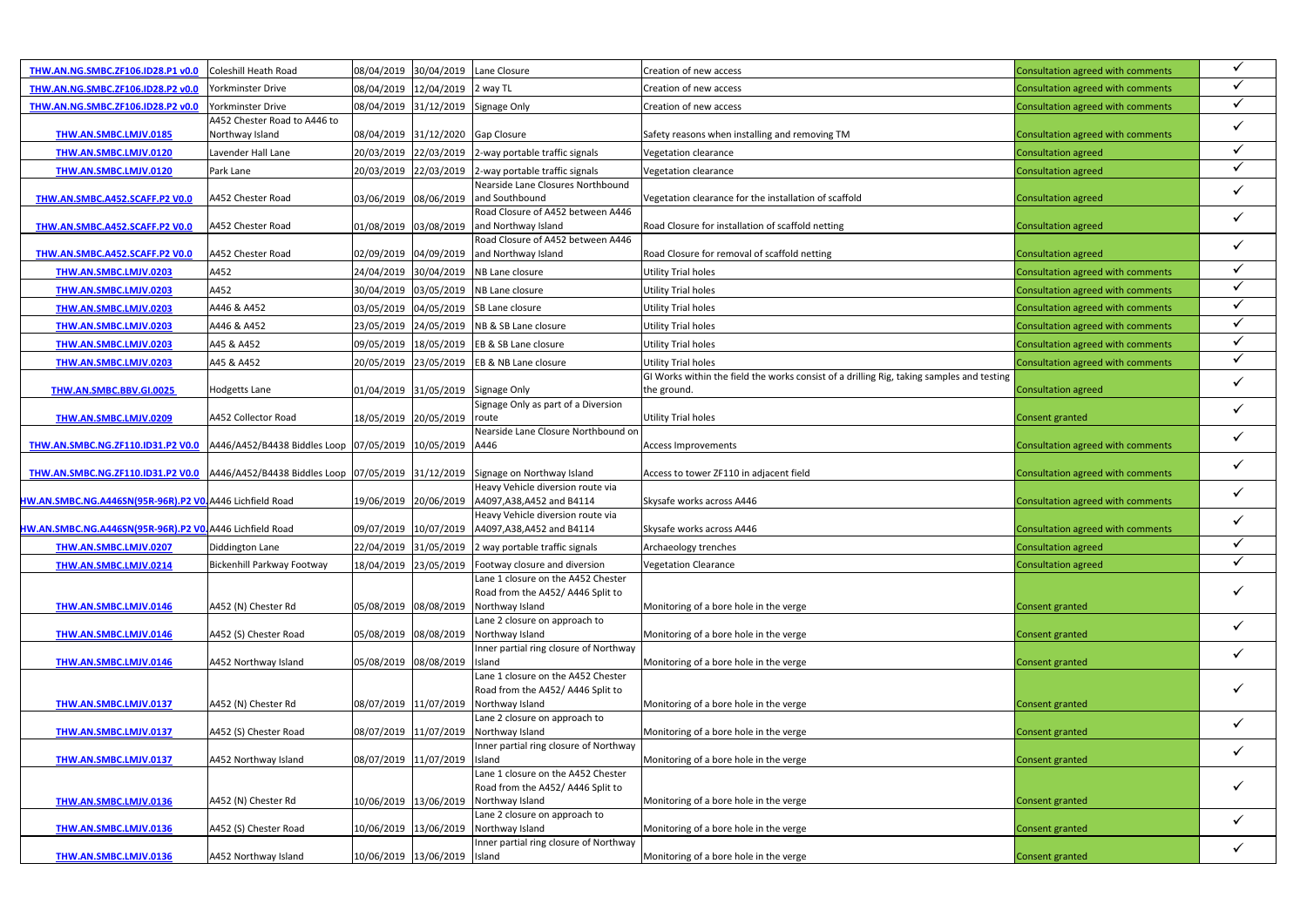| | | | | | | | |
|---|---|---|---|---|---|---|---|
| THW.AN.NG.SMBC.ZF106.ID28.P1 v0.0 | Coleshill Heath Road | 08/04/2019 | 30/04/2019 | Lane Closure | Creation of new access | Consultation agreed with comments | ✓ |
| THW.AN.NG.SMBC.ZF106.ID28.P2 v0.0 | Yorkminster Drive | 08/04/2019 | 12/04/2019 | 2 way TL | Creation of new access | Consultation agreed with comments | ✓ |
| THW.AN.NG.SMBC.ZF106.ID28.P2 v0.0 | Yorkminster Drive | 08/04/2019 | 31/12/2019 | Signage Only | Creation of new access | Consultation agreed with comments | ✓ |
| THW.AN.SMBC.LMJV.0185 | A452 Chester Road to A446 to Northway Island | 08/04/2019 | 31/12/2020 | Gap Closure | Safety reasons when installing and removing TM | Consultation agreed with comments | ✓ |
| THW.AN.SMBC.LMJV.0120 | Lavender Hall Lane | 20/03/2019 | 22/03/2019 | 2-way portable traffic signals | Vegetation clearance | Consultation agreed | ✓ |
| THW.AN.SMBC.LMJV.0120 | Park Lane | 20/03/2019 | 22/03/2019 | 2-way portable traffic signals | Vegetation clearance | Consultation agreed | ✓ |
| THW.AN.SMBC.A452.SCAFF.P2 V0.0 | A452 Chester Road | 03/06/2019 | 08/06/2019 | Nearside Lane Closures Northbound and Southbound | Vegetation clearance for the installation of scaffold | Consultation agreed | ✓ |
| THW.AN.SMBC.A452.SCAFF.P2 V0.0 | A452 Chester Road | 01/08/2019 | 03/08/2019 | Road Closure of A452 between A446 and Northway Island | Road Closure for installation of scaffold netting | Consultation agreed | ✓ |
| THW.AN.SMBC.A452.SCAFF.P2 V0.0 | A452 Chester Road | 02/09/2019 | 04/09/2019 | Road Closure of A452 between A446 and Northway Island | Road Closure for removal of scaffold netting | Consultation agreed | ✓ |
| THW.AN.SMBC.LMJV.0203 | A452 | 24/04/2019 | 30/04/2019 | NB Lane closure | Utility Trial holes | Consultation agreed with comments | ✓ |
| THW.AN.SMBC.LMJV.0203 | A452 | 30/04/2019 | 03/05/2019 | NB Lane closure | Utility Trial holes | Consultation agreed with comments | ✓ |
| THW.AN.SMBC.LMJV.0203 | A446 & A452 | 03/05/2019 | 04/05/2019 | SB Lane closure | Utility Trial holes | Consultation agreed with comments | ✓ |
| THW.AN.SMBC.LMJV.0203 | A446 & A452 | 23/05/2019 | 24/05/2019 | NB & SB Lane closure | Utility Trial holes | Consultation agreed with comments | ✓ |
| THW.AN.SMBC.LMJV.0203 | A45 & A452 | 09/05/2019 | 18/05/2019 | EB & SB Lane closure | Utility Trial holes | Consultation agreed with comments | ✓ |
| THW.AN.SMBC.LMJV.0203 | A45 & A452 | 20/05/2019 | 23/05/2019 | EB & NB Lane closure | Utility Trial holes | Consultation agreed with comments | ✓ |
| THW.AN.SMBC.BBV.GI.0025 | Hodgetts Lane | 01/04/2019 | 31/05/2019 | Signage Only | GI Works within the field the works consist of a drilling Rig, taking samples and testing the ground. | Consultation agreed | ✓ |
| THW.AN.SMBC.LMJV.0209 | A452 Collector Road | 18/05/2019 | 20/05/2019 | Signage Only as part of a Diversion route | Utility Trial holes | Consent granted | ✓ |
| THW.AN.SMBC.NG.ZF110.ID31.P2 V0.0 | A446/A452/B4438 Biddles Loop | 07/05/2019 | 10/05/2019 | Nearside Lane Closure Northbound on A446 | Access Improvements | Consultation agreed with comments | ✓ |
| THW.AN.SMBC.NG.ZF110.ID31.P2 V0.0 | A446/A452/B4438 Biddles Loop | 07/05/2019 | 31/12/2019 | Signage on Northway Island | Access to tower ZF110 in adjacent field | Consultation agreed with comments | ✓ |
| HW.AN.SMBC.NG.A446SN(95R-96R).P2 V0. | A446 Lichfield Road | 19/06/2019 | 20/06/2019 | Heavy Vehicle diversion route via A4097,A38,A452 and B4114 | Skysafe works across A446 | Consultation agreed with comments | ✓ |
| HW.AN.SMBC.NG.A446SN(95R-96R).P2 V0. | A446 Lichfield Road | 09/07/2019 | 10/07/2019 | Heavy Vehicle diversion route via A4097,A38,A452 and B4114 | Skysafe works across A446 | Consultation agreed with comments | ✓ |
| THW.AN.SMBC.LMJV.0207 | Diddington Lane | 22/04/2019 | 31/05/2019 | 2 way portable traffic signals | Archaeology trenches | Consultation agreed | ✓ |
| THW.AN.SMBC.LMJV.0214 | Bickenhill Parkway Footway | 18/04/2019 | 23/05/2019 | Footway closure and diversion | Vegetation Clearance | Consultation agreed | ✓ |
| THW.AN.SMBC.LMJV.0146 | A452 (N) Chester Rd | 05/08/2019 | 08/08/2019 | Lane 1 closure on the A452 Chester Road from the A452/ A446 Split to Northway Island | Monitoring of a bore hole in the verge | Consent granted | ✓ |
| THW.AN.SMBC.LMJV.0146 | A452 (S) Chester Road | 05/08/2019 | 08/08/2019 | Lane 2 closure on approach to Northway Island | Monitoring of a bore hole in the verge | Consent granted | ✓ |
| THW.AN.SMBC.LMJV.0146 | A452 Northway Island | 05/08/2019 | 08/08/2019 | Inner partial ring closure of Northway Island | Monitoring of a bore hole in the verge | Consent granted | ✓ |
| THW.AN.SMBC.LMJV.0137 | A452 (N) Chester Rd | 08/07/2019 | 11/07/2019 | Lane 1 closure on the A452 Chester Road from the A452/ A446 Split to Northway Island | Monitoring of a bore hole in the verge | Consent granted | ✓ |
| THW.AN.SMBC.LMJV.0137 | A452 (S) Chester Road | 08/07/2019 | 11/07/2019 | Lane 2 closure on approach to Northway Island | Monitoring of a bore hole in the verge | Consent granted | ✓ |
| THW.AN.SMBC.LMJV.0137 | A452 Northway Island | 08/07/2019 | 11/07/2019 | Inner partial ring closure of Northway Island | Monitoring of a bore hole in the verge | Consent granted | ✓ |
| THW.AN.SMBC.LMJV.0136 | A452 (N) Chester Rd | 10/06/2019 | 13/06/2019 | Lane 1 closure on the A452 Chester Road from the A452/ A446 Split to Northway Island | Monitoring of a bore hole in the verge | Consent granted | ✓ |
| THW.AN.SMBC.LMJV.0136 | A452 (S) Chester Road | 10/06/2019 | 13/06/2019 | Lane 2 closure on approach to Northway Island | Monitoring of a bore hole in the verge | Consent granted | ✓ |
| THW.AN.SMBC.LMJV.0136 | A452 Northway Island | 10/06/2019 | 13/06/2019 | Inner partial ring closure of Northway Island | Monitoring of a bore hole in the verge | Consent granted | ✓ |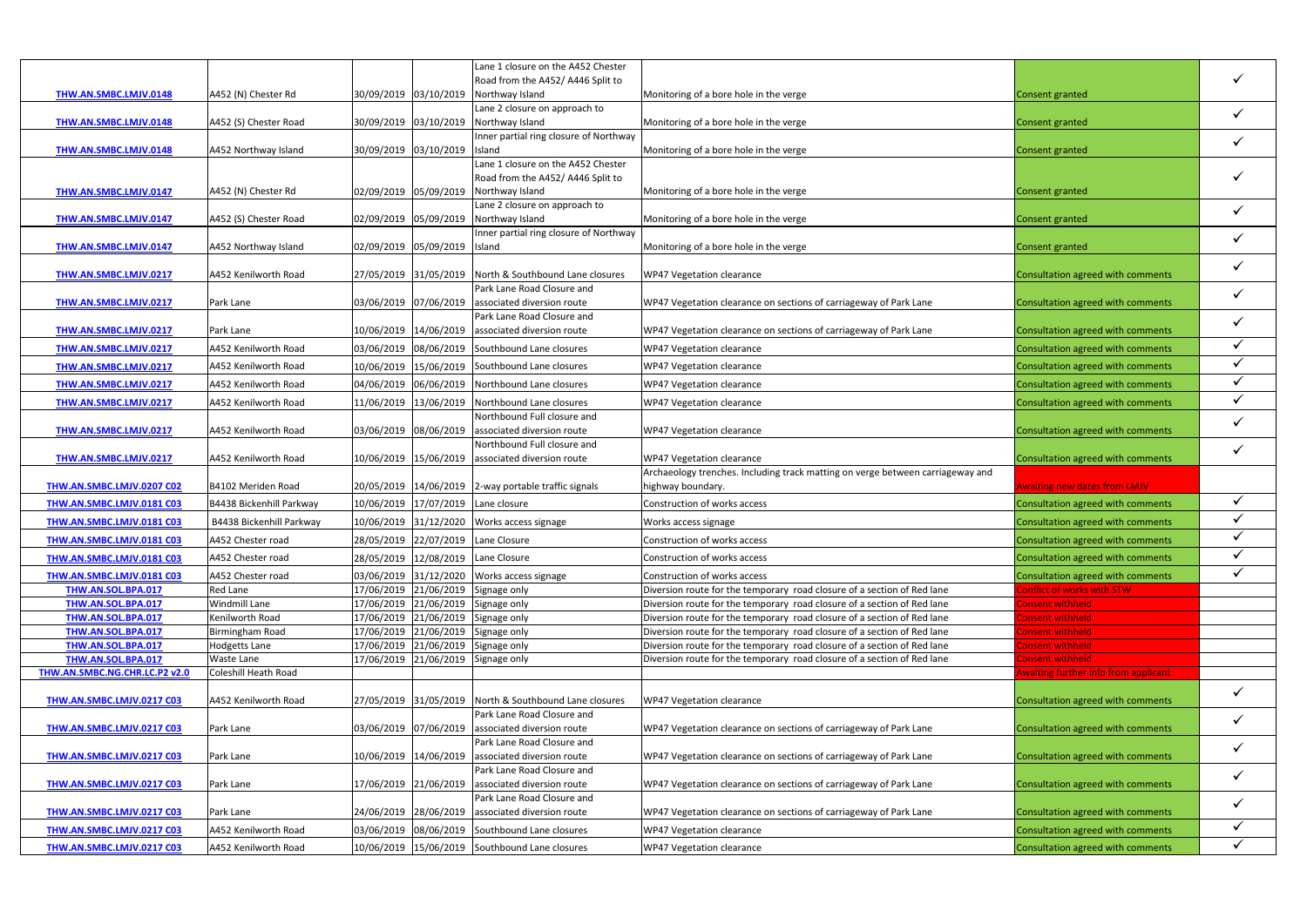| | | | | | | | |
|---|---|---|---|---|---|---|---|
| THW.AN.SMBC.LMJV.0148 | A452 (N) Chester Rd | 30/09/2019 | 03/10/2019 | Lane 1 closure on the A452 Chester Road from the A452/ A446 Split to Northway Island | Monitoring of a bore hole in the verge | Consent granted | ✓ |
| THW.AN.SMBC.LMJV.0148 | A452 (S) Chester Road | 30/09/2019 | 03/10/2019 | Lane 2 closure on approach to Northway Island | Monitoring of a bore hole in the verge | Consent granted | ✓ |
| THW.AN.SMBC.LMJV.0148 | A452 Northway Island | 30/09/2019 | 03/10/2019 | Inner partial ring closure of Northway Island | Monitoring of a bore hole in the verge | Consent granted | ✓ |
| THW.AN.SMBC.LMJV.0147 | A452 (N) Chester Rd | 02/09/2019 | 05/09/2019 | Lane 1 closure on the A452 Chester Road from the A452/ A446 Split to Northway Island | Monitoring of a bore hole in the verge | Consent granted | ✓ |
| THW.AN.SMBC.LMJV.0147 | A452 (S) Chester Road | 02/09/2019 | 05/09/2019 | Lane 2 closure on approach to Northway Island | Monitoring of a bore hole in the verge | Consent granted | ✓ |
| THW.AN.SMBC.LMJV.0147 | A452 Northway Island | 02/09/2019 | 05/09/2019 | Inner partial ring closure of Northway Island | Monitoring of a bore hole in the verge | Consent granted | ✓ |
| THW.AN.SMBC.LMJV.0217 | A452 Kenilworth Road | 27/05/2019 | 31/05/2019 | North & Southbound Lane closures | WP47 Vegetation clearance | Consultation agreed with comments | ✓ |
| THW.AN.SMBC.LMJV.0217 | Park Lane | 03/06/2019 | 07/06/2019 | Park Lane Road Closure and associated diversion route | WP47 Vegetation clearance on sections of carriageway of Park Lane | Consultation agreed with comments | ✓ |
| THW.AN.SMBC.LMJV.0217 | Park Lane | 10/06/2019 | 14/06/2019 | Park Lane Road Closure and associated diversion route | WP47 Vegetation clearance on sections of carriageway of Park Lane | Consultation agreed with comments | ✓ |
| THW.AN.SMBC.LMJV.0217 | A452 Kenilworth Road | 03/06/2019 | 08/06/2019 | Southbound Lane closures | WP47 Vegetation clearance | Consultation agreed with comments | ✓ |
| THW.AN.SMBC.LMJV.0217 | A452 Kenilworth Road | 10/06/2019 | 15/06/2019 | Southbound Lane closures | WP47 Vegetation clearance | Consultation agreed with comments | ✓ |
| THW.AN.SMBC.LMJV.0217 | A452 Kenilworth Road | 04/06/2019 | 06/06/2019 | Northbound Lane closures | WP47 Vegetation clearance | Consultation agreed with comments | ✓ |
| THW.AN.SMBC.LMJV.0217 | A452 Kenilworth Road | 11/06/2019 | 13/06/2019 | Northbound Lane closures | WP47 Vegetation clearance | Consultation agreed with comments | ✓ |
| THW.AN.SMBC.LMJV.0217 | A452 Kenilworth Road | 03/06/2019 | 08/06/2019 | Northbound Full closure and associated diversion route | WP47 Vegetation clearance | Consultation agreed with comments | ✓ |
| THW.AN.SMBC.LMJV.0217 | A452 Kenilworth Road | 10/06/2019 | 15/06/2019 | Northbound Full closure and associated diversion route | WP47 Vegetation clearance | Consultation agreed with comments | ✓ |
| THW.AN.SMBC.LMJV.0207 C02 | B4102 Meriden Road | 20/05/2019 | 14/06/2019 | 2-way portable traffic signals | Archaeology trenches. Including track matting on verge between carriageway and highway boundary. | Awaiting new dates from LMJV | |
| THW.AN.SMBC.LMJV.0181 C03 | B4438 Bickenhill Parkway | 10/06/2019 | 17/07/2019 | Lane closure | Construction of works access | Consultation agreed with comments | ✓ |
| THW.AN.SMBC.LMJV.0181 C03 | B4438 Bickenhill Parkway | 10/06/2019 | 31/12/2020 | Works access signage | Works access signage | Consultation agreed with comments | ✓ |
| THW.AN.SMBC.LMJV.0181 C03 | A452 Chester road | 28/05/2019 | 22/07/2019 | Lane Closure | Construction of works access | Consultation agreed with comments | ✓ |
| THW.AN.SMBC.LMJV.0181 C03 | A452 Chester road | 28/05/2019 | 12/08/2019 | Lane Closure | Construction of works access | Consultation agreed with comments | ✓ |
| THW.AN.SMBC.LMJV.0181 C03 | A452 Chester road | 03/06/2019 | 31/12/2020 | Works access signage | Construction of works access | Consultation agreed with comments | ✓ |
| THW.AN.SOL.BPA.017 | Red Lane | 17/06/2019 | 21/06/2019 | Signage only | Diversion route for the temporary road closure of a section of Red lane | Conflict of works with STW | |
| THW.AN.SOL.BPA.017 | Windmill Lane | 17/06/2019 | 21/06/2019 | Signage only | Diversion route for the temporary road closure of a section of Red lane | Consent withheld | |
| THW.AN.SOL.BPA.017 | Kenilworth Road | 17/06/2019 | 21/06/2019 | Signage only | Diversion route for the temporary road closure of a section of Red lane | Consent withheld | |
| THW.AN.SOL.BPA.017 | Birmingham Road | 17/06/2019 | 21/06/2019 | Signage only | Diversion route for the temporary road closure of a section of Red lane | Consent withheld | |
| THW.AN.SOL.BPA.017 | Hodgetts Lane | 17/06/2019 | 21/06/2019 | Signage only | Diversion route for the temporary road closure of a section of Red lane | Consent withheld | |
| THW.AN.SOL.BPA.017 | Waste Lane | 17/06/2019 | 21/06/2019 | Signage only | Diversion route for the temporary road closure of a section of Red lane | Consent withheld | |
| THW.AN.SMBC.NG.CHR.LC.P2 v2.0 | Coleshill Heath Road | | | | | Awaiting further info from applicant | |
| THW.AN.SMBC.LMJV.0217 C03 | A452 Kenilworth Road | 27/05/2019 | 31/05/2019 | North & Southbound Lane closures | WP47 Vegetation clearance | Consultation agreed with comments | ✓ |
| THW.AN.SMBC.LMJV.0217 C03 | Park Lane | 03/06/2019 | 07/06/2019 | Park Lane Road Closure and associated diversion route | WP47 Vegetation clearance on sections of carriageway of Park Lane | Consultation agreed with comments | ✓ |
| THW.AN.SMBC.LMJV.0217 C03 | Park Lane | 10/06/2019 | 14/06/2019 | Park Lane Road Closure and associated diversion route | WP47 Vegetation clearance on sections of carriageway of Park Lane | Consultation agreed with comments | ✓ |
| THW.AN.SMBC.LMJV.0217 C03 | Park Lane | 17/06/2019 | 21/06/2019 | Park Lane Road Closure and associated diversion route | WP47 Vegetation clearance on sections of carriageway of Park Lane | Consultation agreed with comments | ✓ |
| THW.AN.SMBC.LMJV.0217 C03 | Park Lane | 24/06/2019 | 28/06/2019 | Park Lane Road Closure and associated diversion route | WP47 Vegetation clearance on sections of carriageway of Park Lane | Consultation agreed with comments | ✓ |
| THW.AN.SMBC.LMJV.0217 C03 | A452 Kenilworth Road | 03/06/2019 | 08/06/2019 | Southbound Lane closures | WP47 Vegetation clearance | Consultation agreed with comments | ✓ |
| THW.AN.SMBC.LMJV.0217 C03 | A452 Kenilworth Road | 10/06/2019 | 15/06/2019 | Southbound Lane closures | WP47 Vegetation clearance | Consultation agreed with comments | ✓ |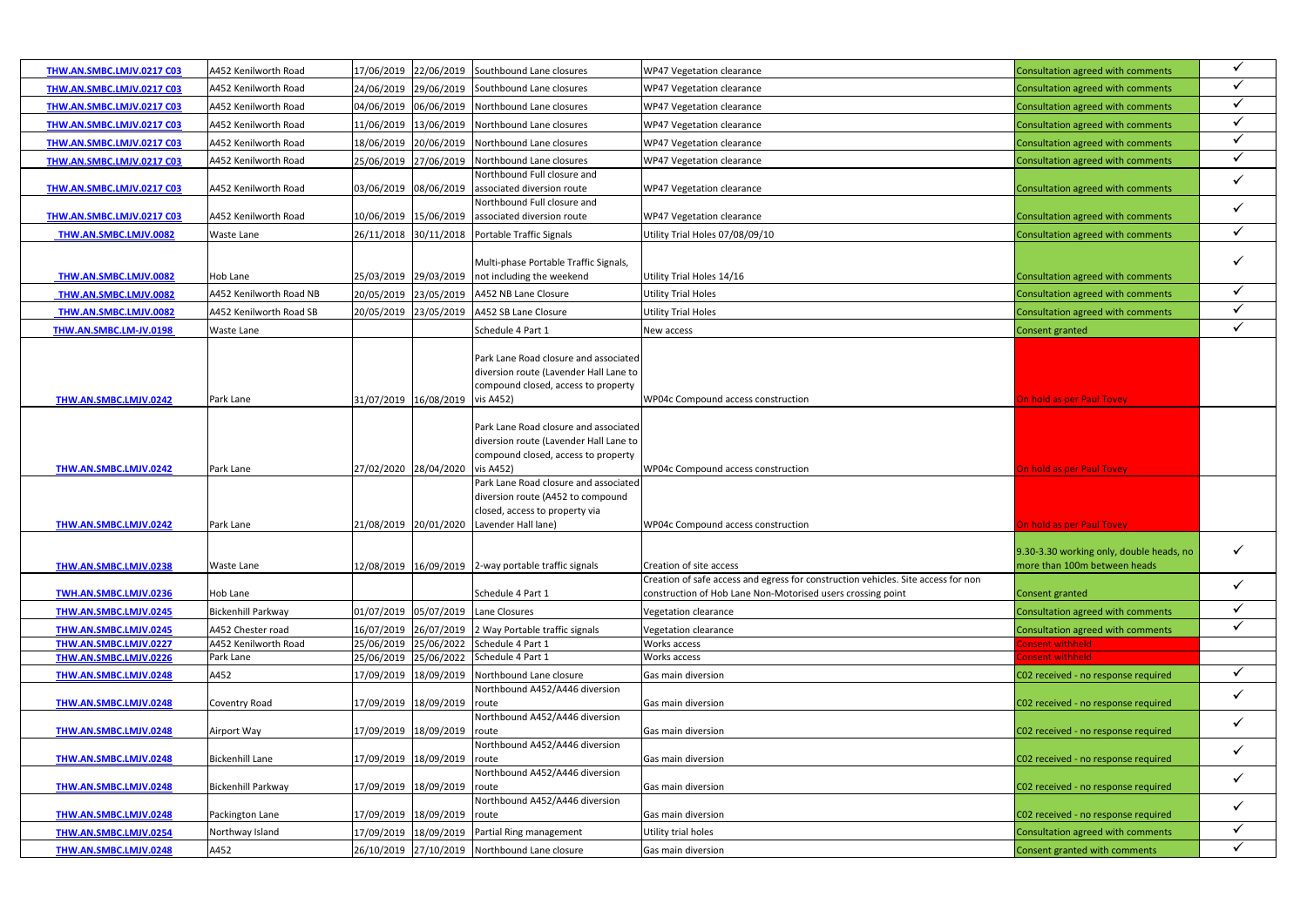| THW.AN.SMBC.LMJV.0217 C03 | A452 Kenilworth Road | 17/06/2019 | 22/06/2019 | Southbound Lane closures | WP47 Vegetation clearance | Consultation agreed with comments | ✓ |
|---|---|---|---|---|---|---|---|
| THW.AN.SMBC.LMJV.0217 C03 | A452 Kenilworth Road | 24/06/2019 | 29/06/2019 | Southbound Lane closures | WP47 Vegetation clearance | Consultation agreed with comments | ✓ |
| THW.AN.SMBC.LMJV.0217 C03 | A452 Kenilworth Road | 04/06/2019 | 06/06/2019 | Northbound Lane closures | WP47 Vegetation clearance | Consultation agreed with comments | ✓ |
| THW.AN.SMBC.LMJV.0217 C03 | A452 Kenilworth Road | 11/06/2019 | 13/06/2019 | Northbound Lane closures | WP47 Vegetation clearance | Consultation agreed with comments | ✓ |
| THW.AN.SMBC.LMJV.0217 C03 | A452 Kenilworth Road | 18/06/2019 | 20/06/2019 | Northbound Lane closures | WP47 Vegetation clearance | Consultation agreed with comments | ✓ |
| THW.AN.SMBC.LMJV.0217 C03 | A452 Kenilworth Road | 25/06/2019 | 27/06/2019 | Northbound Lane closures | WP47 Vegetation clearance | Consultation agreed with comments | ✓ |
| THW.AN.SMBC.LMJV.0217 C03 | A452 Kenilworth Road | 03/06/2019 | 08/06/2019 | Northbound Full closure and associated diversion route | WP47 Vegetation clearance | Consultation agreed with comments | ✓ |
| THW.AN.SMBC.LMJV.0217 C03 | A452 Kenilworth Road | 10/06/2019 | 15/06/2019 | Northbound Full closure and associated diversion route | WP47 Vegetation clearance | Consultation agreed with comments | ✓ |
| THW.AN.SMBC.LMJV.0082 | Waste Lane | 26/11/2018 | 30/11/2018 | Portable Traffic Signals | Utility Trial Holes 07/08/09/10 | Consultation agreed with comments | ✓ |
| THW.AN.SMBC.LMJV.0082 | Hob Lane | 25/03/2019 | 29/03/2019 | Multi-phase Portable Traffic Signals, not including the weekend | Utility Trial Holes 14/16 | Consultation agreed with comments | ✓ |
| THW.AN.SMBC.LMJV.0082 | A452 Kenilworth Road NB | 20/05/2019 | 23/05/2019 | A452 NB Lane Closure | Utility Trial Holes | Consultation agreed with comments | ✓ |
| THW.AN.SMBC.LMJV.0082 | A452 Kenilworth Road SB | 20/05/2019 | 23/05/2019 | A452 SB Lane Closure | Utility Trial Holes | Consultation agreed with comments | ✓ |
| THW.AN.SMBC.LM-JV.0198 | Waste Lane | | | Schedule 4 Part 1 | New access | Consent granted | ✓ |
| THW.AN.SMBC.LMJV.0242 | Park Lane | 31/07/2019 | 16/08/2019 | Park Lane Road closure and associated diversion route (Lavender Hall Lane to compound closed, access to property vis A452) | WP04c Compound access construction | On hold as per Paul Tovey | |
| THW.AN.SMBC.LMJV.0242 | Park Lane | 27/02/2020 | 28/04/2020 | Park Lane Road closure and associated diversion route (Lavender Hall Lane to compound closed, access to property vis A452) | WP04c Compound access construction | On hold as per Paul Tovey | |
| THW.AN.SMBC.LMJV.0242 | Park Lane | 21/08/2019 | 20/01/2020 | Park Lane Road closure and associated diversion route (A452 to compound closed, access to property via Lavender Hall lane) | WP04c Compound access construction | On hold as per Paul Tovey | |
| THW.AN.SMBC.LMJV.0238 | Waste Lane | 12/08/2019 | 16/09/2019 | 2-way portable traffic signals | Creation of site access | 9.30-3.30 working only, double heads, no more than 100m between heads | ✓ |
| TWH.AN.SMBC.LMJV.0236 | Hob Lane | | | Schedule 4 Part 1 | Creation of safe access and egress for construction vehicles. Site access for non construction of Hob Lane Non-Motorised users crossing point | Consent granted | ✓ |
| THW.AN.SMBC.LMJV.0245 | Bickenhill Parkway | 01/07/2019 | 05/07/2019 | Lane Closures | Vegetation clearance | Consultation agreed with comments | ✓ |
| THW.AN.SMBC.LMJV.0245 | A452 Chester road | 16/07/2019 | 26/07/2019 | 2 Way Portable traffic signals | Vegetation clearance | Consultation agreed with comments | ✓ |
| THW.AN.SMBC.LMJV.0227 | A452 Kenilworth Road | 25/06/2019 | 25/06/2022 | Schedule 4 Part 1 | Works access | Consent withheld | |
| THW.AN.SMBC.LMJV.0226 | Park Lane | 25/06/2019 | 25/06/2022 | Schedule 4 Part 1 | Works access | Consent withheld | |
| THW.AN.SMBC.LMJV.0248 | A452 | 17/09/2019 | 18/09/2019 | Northbound Lane closure | Gas main diversion | C02 received - no response required | ✓ |
| THW.AN.SMBC.LMJV.0248 | Coventry Road | 17/09/2019 | 18/09/2019 | Northbound A452/A446 diversion route | Gas main diversion | C02 received - no response required | ✓ |
| THW.AN.SMBC.LMJV.0248 | Airport Way | 17/09/2019 | 18/09/2019 | Northbound A452/A446 diversion route | Gas main diversion | C02 received - no response required | ✓ |
| THW.AN.SMBC.LMJV.0248 | Bickenhill Lane | 17/09/2019 | 18/09/2019 | Northbound A452/A446 diversion route | Gas main diversion | C02 received - no response required | ✓ |
| THW.AN.SMBC.LMJV.0248 | Bickenhill Parkway | 17/09/2019 | 18/09/2019 | Northbound A452/A446 diversion route | Gas main diversion | C02 received - no response required | ✓ |
| THW.AN.SMBC.LMJV.0248 | Packington Lane | 17/09/2019 | 18/09/2019 | Northbound A452/A446 diversion route | Gas main diversion | C02 received - no response required | ✓ |
| THW.AN.SMBC.LMJV.0254 | Northway Island | 17/09/2019 | 18/09/2019 | Partial Ring management | Utility trial holes | Consultation agreed with comments | ✓ |
| THW.AN.SMBC.LMJV.0248 | A452 | 26/10/2019 | 27/10/2019 | Northbound Lane closure | Gas main diversion | Consent granted with comments | ✓ |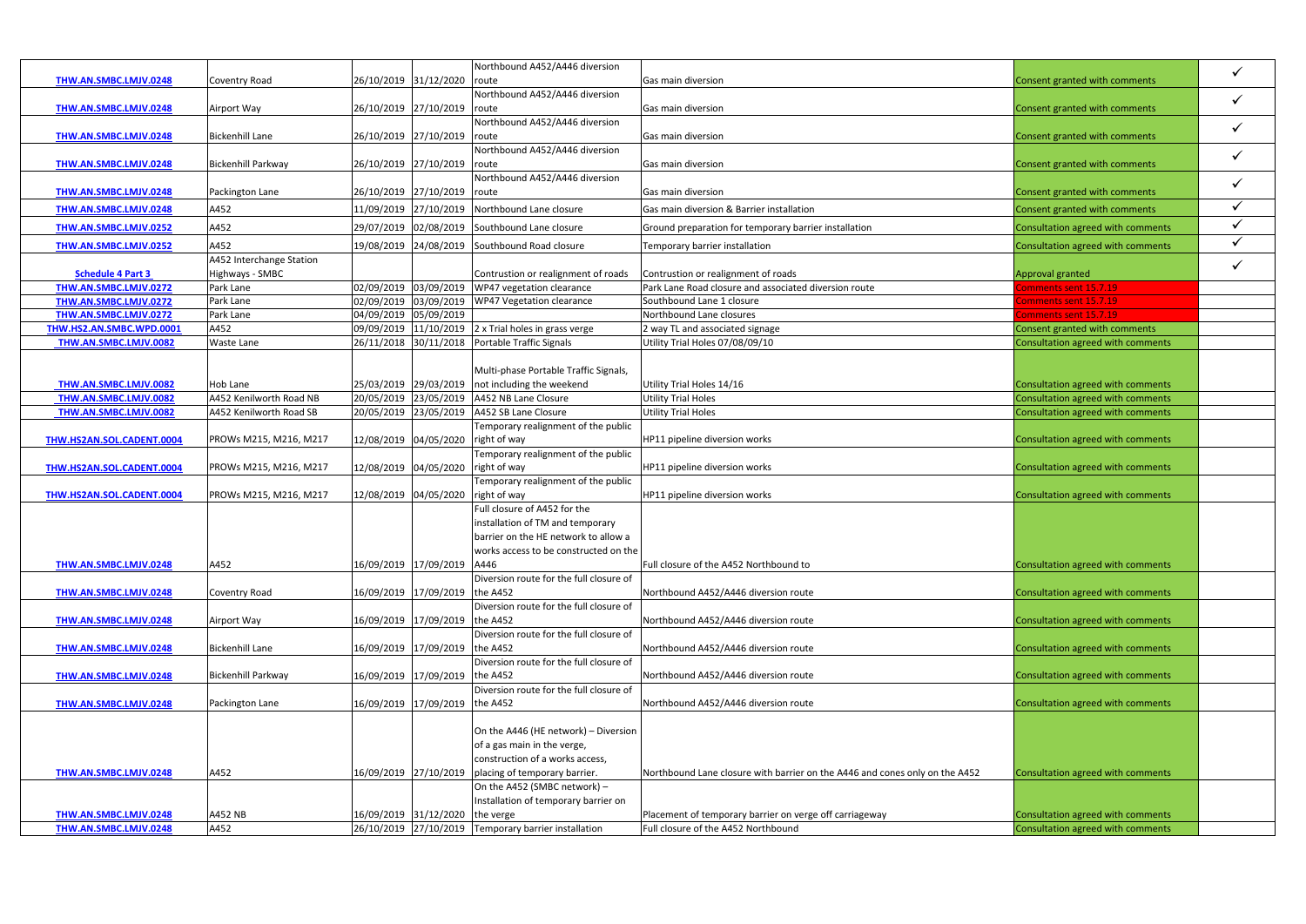| | | | | | | | |
|---|---|---|---|---|---|---|---|
| THW.AN.SMBC.LMJV.0248 | Coventry Road | 26/10/2019 | 31/12/2020 | Northbound A452/A446 diversion route | Gas main diversion | Consent granted with comments | ✓ |
| THW.AN.SMBC.LMJV.0248 | Airport Way | 26/10/2019 | 27/10/2019 | Northbound A452/A446 diversion route | Gas main diversion | Consent granted with comments | ✓ |
| THW.AN.SMBC.LMJV.0248 | Bickenhill Lane | 26/10/2019 | 27/10/2019 | Northbound A452/A446 diversion route | Gas main diversion | Consent granted with comments | ✓ |
| THW.AN.SMBC.LMJV.0248 | Bickenhill Parkway | 26/10/2019 | 27/10/2019 | Northbound A452/A446 diversion route | Gas main diversion | Consent granted with comments | ✓ |
| THW.AN.SMBC.LMJV.0248 | Packington Lane | 26/10/2019 | 27/10/2019 | Northbound A452/A446 diversion route | Gas main diversion | Consent granted with comments | ✓ |
| THW.AN.SMBC.LMJV.0248 | A452 | 11/09/2019 | 27/10/2019 | Northbound Lane closure | Gas main diversion & Barrier installation | Consent granted with comments | ✓ |
| THW.AN.SMBC.LMJV.0252 | A452 | 29/07/2019 | 02/08/2019 | Southbound Lane closure | Ground preparation for temporary barrier installation | Consultation agreed with comments | ✓ |
| THW.AN.SMBC.LMJV.0252 | A452 | 19/08/2019 | 24/08/2019 | Southbound Road closure | Temporary barrier installation | Consultation agreed with comments | ✓ |
| Schedule 4 Part 3 | A452 Interchange Station Highways - SMBC | | | Contrustion or realignment of roads | Contrustion or realignment of roads | Approval granted | ✓ |
| THW.AN.SMBC.LMJV.0272 | Park Lane | 02/09/2019 | 03/09/2019 | WP47 vegetation clearance | Park Lane Road closure and associated diversion route | Comments sent 15.7.19 | |
| THW.AN.SMBC.LMJV.0272 | Park Lane | 02/09/2019 | 03/09/2019 | WP47 Vegetation clearance | Southbound Lane 1 closure | Comments sent 15.7.19 | |
| THW.AN.SMBC.LMJV.0272 | Park Lane | 04/09/2019 | 05/09/2019 | | Northbound Lane closures | Comments sent 15.7.19 | |
| THW.HS2.AN.SMBC.WPD.0001 | A452 | 09/09/2019 | 11/10/2019 | 2 x Trial holes in grass verge | 2 way TL and associated signage | Consent granted with comments | |
| THW.AN.SMBC.LMJV.0082 | Waste Lane | 26/11/2018 | 30/11/2018 | Portable Traffic Signals | Utility Trial Holes 07/08/09/10 | Consultation agreed with comments | |
| THW.AN.SMBC.LMJV.0082 | Hob Lane | 25/03/2019 | 29/03/2019 | Multi-phase Portable Traffic Signals, not including the weekend | Utility Trial Holes 14/16 | Consultation agreed with comments | |
| THW.AN.SMBC.LMJV.0082 | A452 Kenilworth Road NB | 20/05/2019 | 23/05/2019 | A452 NB Lane Closure | Utility Trial Holes | Consultation agreed with comments | |
| THW.AN.SMBC.LMJV.0082 | A452 Kenilworth Road SB | 20/05/2019 | 23/05/2019 | A452 SB Lane Closure | Utility Trial Holes | Consultation agreed with comments | |
| THW.HS2AN.SOL.CADENT.0004 | PROWs M215, M216, M217 | 12/08/2019 | 04/05/2020 | Temporary realignment of the public right of way | HP11 pipeline diversion works | Consultation agreed with comments | |
| THW.HS2AN.SOL.CADENT.0004 | PROWs M215, M216, M217 | 12/08/2019 | 04/05/2020 | Temporary realignment of the public right of way | HP11 pipeline diversion works | Consultation agreed with comments | |
| THW.HS2AN.SOL.CADENT.0004 | PROWs M215, M216, M217 | 12/08/2019 | 04/05/2020 | Temporary realignment of the public right of way | HP11 pipeline diversion works | Consultation agreed with comments | |
| THW.AN.SMBC.LMJV.0248 | A452 | 16/09/2019 | 17/09/2019 | Full closure of A452 for the installation of TM and temporary barrier on the HE network to allow a works access to be constructed on the A446 | Full closure of the A452 Northbound to | Consultation agreed with comments | |
| THW.AN.SMBC.LMJV.0248 | Coventry Road | 16/09/2019 | 17/09/2019 | Diversion route for the full closure of the A452 | Northbound A452/A446 diversion route | Consultation agreed with comments | |
| THW.AN.SMBC.LMJV.0248 | Airport Way | 16/09/2019 | 17/09/2019 | Diversion route for the full closure of the A452 | Northbound A452/A446 diversion route | Consultation agreed with comments | |
| THW.AN.SMBC.LMJV.0248 | Bickenhill Lane | 16/09/2019 | 17/09/2019 | Diversion route for the full closure of the A452 | Northbound A452/A446 diversion route | Consultation agreed with comments | |
| THW.AN.SMBC.LMJV.0248 | Bickenhill Parkway | 16/09/2019 | 17/09/2019 | Diversion route for the full closure of the A452 | Northbound A452/A446 diversion route | Consultation agreed with comments | |
| THW.AN.SMBC.LMJV.0248 | Packington Lane | 16/09/2019 | 17/09/2019 | Diversion route for the full closure of the A452 | Northbound A452/A446 diversion route | Consultation agreed with comments | |
| THW.AN.SMBC.LMJV.0248 | A452 | 16/09/2019 | 27/10/2019 | On the A446 (HE network) – Diversion of a gas main in the verge, construction of a works access, placing of temporary barrier. | Northbound Lane closure with barrier on the A446 and cones only on the A452 | Consultation agreed with comments | |
| THW.AN.SMBC.LMJV.0248 | A452 NB | 16/09/2019 | 31/12/2020 | On the A452 (SMBC network) – Installation of temporary barrier on the verge | Placement of temporary barrier on verge off carriageway | Consultation agreed with comments | |
| THW.AN.SMBC.LMJV.0248 | A452 | 26/10/2019 | 27/10/2019 | Temporary barrier installation | Full closure of the A452 Northbound | Consultation agreed with comments | |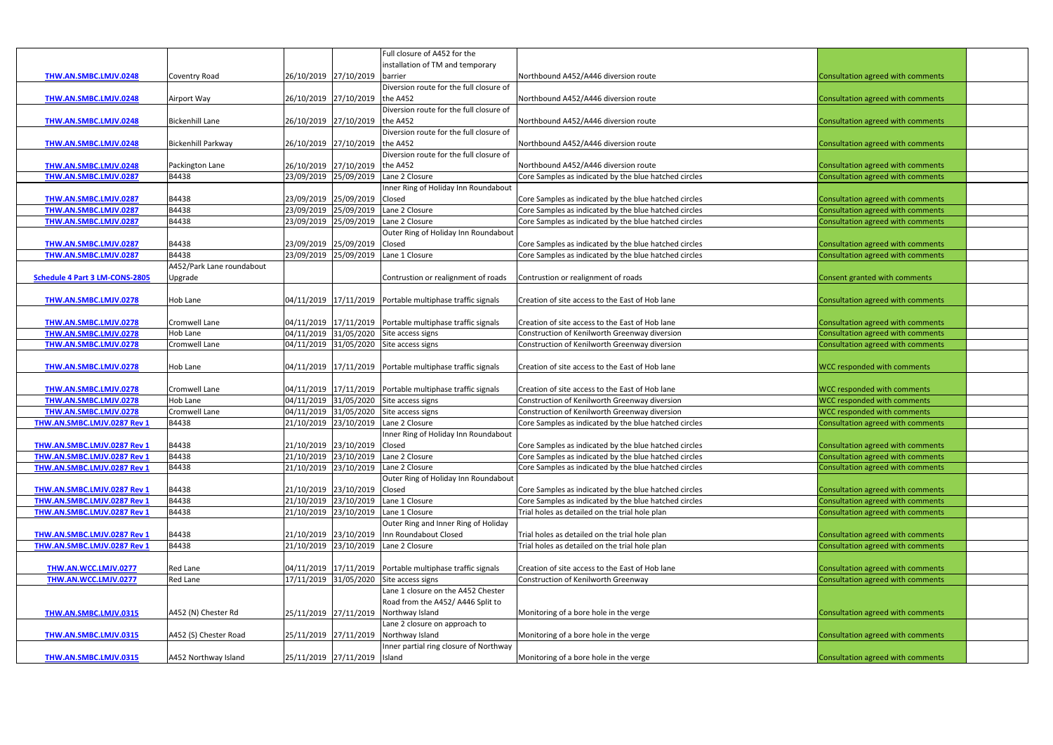| | | | | | | | |
|---|---|---|---|---|---|---|---|
| THW.AN.SMBC.LMJV.0248 | Coventry Road | 26/10/2019 | 27/10/2019 | Full closure of A452 for the installation of TM and temporary barrier | Northbound A452/A446 diversion route | Consultation agreed with comments | |
| THW.AN.SMBC.LMJV.0248 | Airport Way | 26/10/2019 | 27/10/2019 | Diversion route for the full closure of the A452 | Northbound A452/A446 diversion route | Consultation agreed with comments | |
| THW.AN.SMBC.LMJV.0248 | Bickenhill Lane | 26/10/2019 | 27/10/2019 | Diversion route for the full closure of the A452 | Northbound A452/A446 diversion route | Consultation agreed with comments | |
| THW.AN.SMBC.LMJV.0248 | Bickenhill Parkway | 26/10/2019 | 27/10/2019 | Diversion route for the full closure of the A452 | Northbound A452/A446 diversion route | Consultation agreed with comments | |
| THW.AN.SMBC.LMJV.0248 | Packington Lane | 26/10/2019 | 27/10/2019 | Diversion route for the full closure of the A452 | Northbound A452/A446 diversion route | Consultation agreed with comments | |
| THW.AN.SMBC.LMJV.0287 | B4438 | 23/09/2019 | 25/09/2019 | Lane 2 Closure | Core Samples as indicated by the blue hatched circles | Consultation agreed with comments | |
| THW.AN.SMBC.LMJV.0287 | B4438 | 23/09/2019 | 25/09/2019 | Inner Ring of Holiday Inn Roundabout Closed | Core Samples as indicated by the blue hatched circles | Consultation agreed with comments | |
| THW.AN.SMBC.LMJV.0287 | B4438 | 23/09/2019 | 25/09/2019 | Lane 2 Closure | Core Samples as indicated by the blue hatched circles | Consultation agreed with comments | |
| THW.AN.SMBC.LMJV.0287 | B4438 | 23/09/2019 | 25/09/2019 | Lane 2 Closure | Core Samples as indicated by the blue hatched circles | Consultation agreed with comments | |
| THW.AN.SMBC.LMJV.0287 | B4438 | 23/09/2019 | 25/09/2019 | Outer Ring of Holiday Inn Roundabout Closed | Core Samples as indicated by the blue hatched circles | Consultation agreed with comments | |
| THW.AN.SMBC.LMJV.0287 | B4438 | 23/09/2019 | 25/09/2019 | Lane 1 Closure | Core Samples as indicated by the blue hatched circles | Consultation agreed with comments | |
| Schedule 4 Part 3 LM-CONS-2805 | A452/Park Lane roundabout Upgrade | | | Contrustion or realignment of roads | Contrustion or realignment of roads | Consent granted with comments | |
| THW.AN.SMBC.LMJV.0278 | Hob Lane | 04/11/2019 | 17/11/2019 | Portable multiphase traffic signals | Creation of site access to the East of Hob lane | Consultation agreed with comments | |
| THW.AN.SMBC.LMJV.0278 | Cromwell Lane | 04/11/2019 | 17/11/2019 | Portable multiphase traffic signals | Creation of site access to the East of Hob lane | Consultation agreed with comments | |
| THW.AN.SMBC.LMJV.0278 | Hob Lane | 04/11/2019 | 31/05/2020 | Site access signs | Construction of Kenilworth Greenway diversion | Consultation agreed with comments | |
| THW.AN.SMBC.LMJV.0278 | Cromwell Lane | 04/11/2019 | 31/05/2020 | Site access signs | Construction of Kenilworth Greenway diversion | Consultation agreed with comments | |
| THW.AN.SMBC.LMJV.0278 | Hob Lane | 04/11/2019 | 17/11/2019 | Portable multiphase traffic signals | Creation of site access to the East of Hob lane | WCC responded with comments | |
| THW.AN.SMBC.LMJV.0278 | Cromwell Lane | 04/11/2019 | 17/11/2019 | Portable multiphase traffic signals | Creation of site access to the East of Hob lane | WCC responded with comments | |
| THW.AN.SMBC.LMJV.0278 | Hob Lane | 04/11/2019 | 31/05/2020 | Site access signs | Construction of Kenilworth Greenway diversion | WCC responded with comments | |
| THW.AN.SMBC.LMJV.0278 | Cromwell Lane | 04/11/2019 | 31/05/2020 | Site access signs | Construction of Kenilworth Greenway diversion | WCC responded with comments | |
| THW.AN.SMBC.LMJV.0287 Rev 1 | B4438 | 21/10/2019 | 23/10/2019 | Lane 2 Closure | Core Samples as indicated by the blue hatched circles | Consultation agreed with comments | |
| THW.AN.SMBC.LMJV.0287 Rev 1 | B4438 | 21/10/2019 | 23/10/2019 | Inner Ring of Holiday Inn Roundabout Closed | Core Samples as indicated by the blue hatched circles | Consultation agreed with comments | |
| THW.AN.SMBC.LMJV.0287 Rev 1 | B4438 | 21/10/2019 | 23/10/2019 | Lane 2 Closure | Core Samples as indicated by the blue hatched circles | Consultation agreed with comments | |
| THW.AN.SMBC.LMJV.0287 Rev 1 | B4438 | 21/10/2019 | 23/10/2019 | Lane 2 Closure | Core Samples as indicated by the blue hatched circles | Consultation agreed with comments | |
| THW.AN.SMBC.LMJV.0287 Rev 1 | B4438 | 21/10/2019 | 23/10/2019 | Outer Ring of Holiday Inn Roundabout Closed | Core Samples as indicated by the blue hatched circles | Consultation agreed with comments | |
| THW.AN.SMBC.LMJV.0287 Rev 1 | B4438 | 21/10/2019 | 23/10/2019 | Lane 1 Closure | Core Samples as indicated by the blue hatched circles | Consultation agreed with comments | |
| THW.AN.SMBC.LMJV.0287 Rev 1 | B4438 | 21/10/2019 | 23/10/2019 | Lane 1 Closure | Trial holes as detailed on the trial hole plan | Consultation agreed with comments | |
| THW.AN.SMBC.LMJV.0287 Rev 1 | B4438 | 21/10/2019 | 23/10/2019 | Outer Ring and Inner Ring of Holiday Inn Roundabout Closed | Trial holes as detailed on the trial hole plan | Consultation agreed with comments | |
| THW.AN.SMBC.LMJV.0287 Rev 1 | B4438 | 21/10/2019 | 23/10/2019 | Lane 2 Closure | Trial holes as detailed on the trial hole plan | Consultation agreed with comments | |
| THW.AN.WCC.LMJV.0277 | Red Lane | 04/11/2019 | 17/11/2019 | Portable multiphase traffic signals | Creation of site access to the East of Hob lane | Consultation agreed with comments | |
| THW.AN.WCC.LMJV.0277 | Red Lane | 17/11/2019 | 31/05/2020 | Site access signs | Construction of Kenilworth Greenway | Consultation agreed with comments | |
| THW.AN.SMBC.LMJV.0315 | A452 (N) Chester Rd | 25/11/2019 | 27/11/2019 | Lane 1 closure on the A452 Chester Road from the A452/ A446 Split to Northway Island | Monitoring of a bore hole in the verge | Consultation agreed with comments | |
| THW.AN.SMBC.LMJV.0315 | A452 (S) Chester Road | 25/11/2019 | 27/11/2019 | Lane 2 closure on approach to Northway Island | Monitoring of a bore hole in the verge | Consultation agreed with comments | |
| THW.AN.SMBC.LMJV.0315 | A452 Northway Island | 25/11/2019 | 27/11/2019 | Inner partial ring closure of Northway Island | Monitoring of a bore hole in the verge | Consultation agreed with comments | |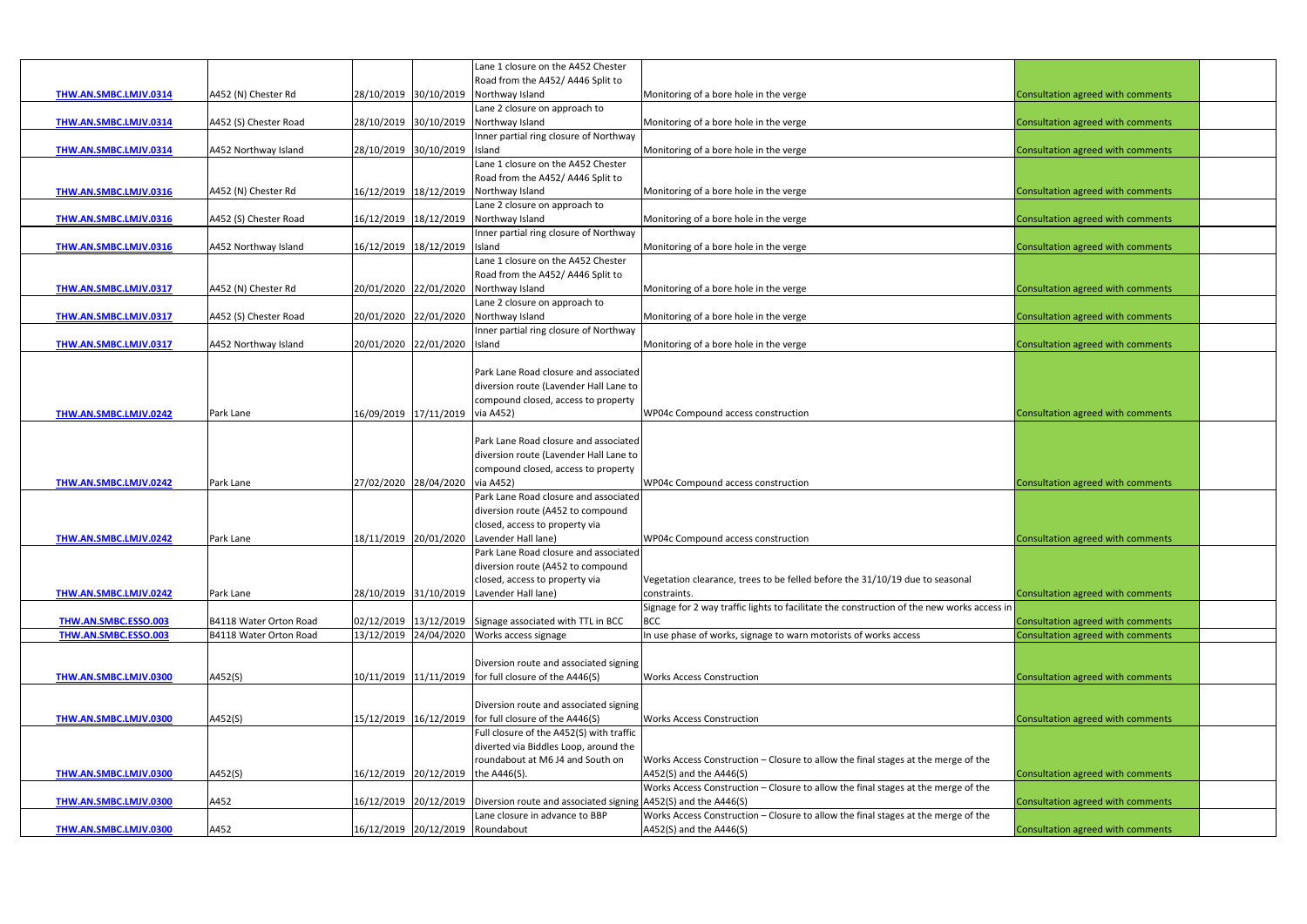|  |  |  |  |  |  |  |  |
|---|---|---|---|---|---|---|---|
| THW.AN.SMBC.LMJV.0314 | A452 (N) Chester Rd | 28/10/2019 | 30/10/2019 | Lane 1 closure on the A452 Chester Road from the A452/ A446 Split to Northway Island | Monitoring of a bore hole in the verge | Consultation agreed with comments |  |
| THW.AN.SMBC.LMJV.0314 | A452 (S) Chester Road | 28/10/2019 | 30/10/2019 | Lane 2 closure on approach to Northway Island | Monitoring of a bore hole in the verge | Consultation agreed with comments |  |
| THW.AN.SMBC.LMJV.0314 | A452 Northway Island | 28/10/2019 | 30/10/2019 | Inner partial ring closure of Northway Island | Monitoring of a bore hole in the verge | Consultation agreed with comments |  |
| THW.AN.SMBC.LMJV.0316 | A452 (N) Chester Rd | 16/12/2019 | 18/12/2019 | Lane 1 closure on the A452 Chester Road from the A452/ A446 Split to Northway Island | Monitoring of a bore hole in the verge | Consultation agreed with comments |  |
| THW.AN.SMBC.LMJV.0316 | A452 (S) Chester Road | 16/12/2019 | 18/12/2019 | Lane 2 closure on approach to Northway Island | Monitoring of a bore hole in the verge | Consultation agreed with comments |  |
| THW.AN.SMBC.LMJV.0316 | A452 Northway Island | 16/12/2019 | 18/12/2019 | Inner partial ring closure of Northway Island | Monitoring of a bore hole in the verge | Consultation agreed with comments |  |
| THW.AN.SMBC.LMJV.0317 | A452 (N) Chester Rd | 20/01/2020 | 22/01/2020 | Lane 1 closure on the A452 Chester Road from the A452/ A446 Split to Northway Island | Monitoring of a bore hole in the verge | Consultation agreed with comments |  |
| THW.AN.SMBC.LMJV.0317 | A452 (S) Chester Road | 20/01/2020 | 22/01/2020 | Lane 2 closure on approach to Northway Island | Monitoring of a bore hole in the verge | Consultation agreed with comments |  |
| THW.AN.SMBC.LMJV.0317 | A452 Northway Island | 20/01/2020 | 22/01/2020 | Inner partial ring closure of Northway Island | Monitoring of a bore hole in the verge | Consultation agreed with comments |  |
| THW.AN.SMBC.LMJV.0242 | Park Lane | 16/09/2019 | 17/11/2019 | Park Lane Road closure and associated diversion route (Lavender Hall Lane to compound closed, access to property via A452) | WP04c Compound access construction | Consultation agreed with comments |  |
| THW.AN.SMBC.LMJV.0242 | Park Lane | 27/02/2020 | 28/04/2020 | Park Lane Road closure and associated diversion route (Lavender Hall Lane to compound closed, access to property via A452) | WP04c Compound access construction | Consultation agreed with comments |  |
| THW.AN.SMBC.LMJV.0242 | Park Lane | 18/11/2019 | 20/01/2020 | Park Lane Road closure and associated diversion route (A452 to compound closed, access to property via Lavender Hall lane) | WP04c Compound access construction | Consultation agreed with comments |  |
| THW.AN.SMBC.LMJV.0242 | Park Lane | 28/10/2019 | 31/10/2019 | Park Lane Road closure and associated diversion route (A452 to compound closed, access to property via Lavender Hall lane) | Vegetation clearance, trees to be felled before the 31/10/19 due to seasonal constraints. | Consultation agreed with comments |  |
| THW.AN.SMBC.ESSO.003 | B4118 Water Orton Road | 02/12/2019 | 13/12/2019 | Signage associated with TTL in BCC | Signage for 2 way traffic lights to facilitate the construction of the new works access in BCC | Consultation agreed with comments |  |
| THW.AN.SMBC.ESSO.003 | B4118 Water Orton Road | 13/12/2019 | 24/04/2020 | Works access signage | In use phase of works, signage to warn motorists of works access | Consultation agreed with comments |  |
| THW.AN.SMBC.LMJV.0300 | A452(S) | 10/11/2019 | 11/11/2019 | Diversion route and associated signing for full closure of the A446(S) | Works Access Construction | Consultation agreed with comments |  |
| THW.AN.SMBC.LMJV.0300 | A452(S) | 15/12/2019 | 16/12/2019 | Diversion route and associated signing for full closure of the A446(S) | Works Access Construction | Consultation agreed with comments |  |
| THW.AN.SMBC.LMJV.0300 | A452(S) | 16/12/2019 | 20/12/2019 | Full closure of the A452(S) with traffic diverted via Biddles Loop, around the roundabout at M6 J4 and South on the A446(S). | Works Access Construction – Closure to allow the final stages at the merge of the A452(S) and the A446(S) | Consultation agreed with comments |  |
| THW.AN.SMBC.LMJV.0300 | A452 | 16/12/2019 | 20/12/2019 | Diversion route and associated signing | Works Access Construction – Closure to allow the final stages at the merge of the A452(S) and the A446(S) | Consultation agreed with comments |  |
| THW.AN.SMBC.LMJV.0300 | A452 | 16/12/2019 | 20/12/2019 | Lane closure in advance to BBP Roundabout | Works Access Construction – Closure to allow the final stages at the merge of the A452(S) and the A446(S) | Consultation agreed with comments |  |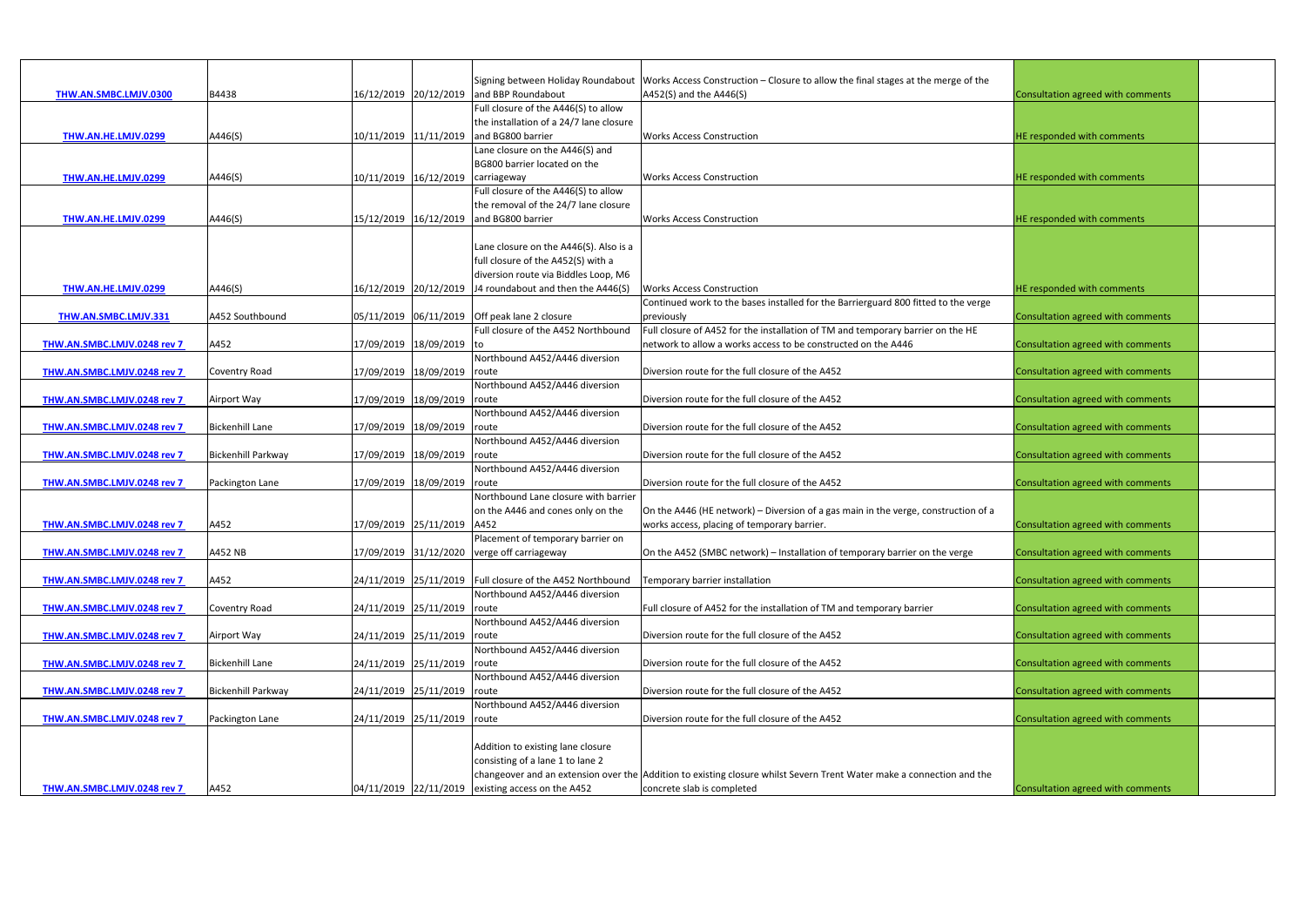| | | | | | | | |
|---|---|---|---|---|---|---|---|
| THW.AN.SMBC.LMJV.0300 | B4438 | 16/12/2019 | 20/12/2019 | Signing between Holiday Roundabout and BBP Roundabout | Works Access Construction – Closure to allow the final stages at the merge of the A452(S) and the A446(S) | Consultation agreed with comments | |
| THW.AN.HE.LMJV.0299 | A446(S) | 10/11/2019 | 11/11/2019 | Full closure of the A446(S) to allow the installation of a 24/7 lane closure and BG800 barrier | Works Access Construction | HE responded with comments | |
| THW.AN.HE.LMJV.0299 | A446(S) | 10/11/2019 | 16/12/2019 | Lane closure on the A446(S) and BG800 barrier located on the carriageway | Works Access Construction | HE responded with comments | |
| THW.AN.HE.LMJV.0299 | A446(S) | 15/12/2019 | 16/12/2019 | Full closure of the A446(S) to allow the removal of the 24/7 lane closure and BG800 barrier | Works Access Construction | HE responded with comments | |
| THW.AN.HE.LMJV.0299 | A446(S) | 16/12/2019 | 20/12/2019 | Lane closure on the A446(S). Also is a full closure of the A452(S) with a diversion route via Biddles Loop, M6 J4 roundabout and then the A446(S) | Works Access Construction | HE responded with comments | |
| THW.AN.SMBC.LMJV.331 | A452 Southbound | 05/11/2019 | 06/11/2019 | Off peak lane 2 closure | Continued work to the bases installed for the Barrierguard 800 fitted to the verge previously | Consultation agreed with comments | |
| THW.AN.SMBC.LMJV.0248 rev 7 | A452 | 17/09/2019 | 18/09/2019 | Full closure of the A452 Northbound to | Full closure of A452 for the installation of TM and temporary barrier on the HE network to allow a works access to be constructed on the A446 | Consultation agreed with comments | |
| THW.AN.SMBC.LMJV.0248 rev 7 | Coventry Road | 17/09/2019 | 18/09/2019 | Northbound A452/A446 diversion route | Diversion route for the full closure of the A452 | Consultation agreed with comments | |
| THW.AN.SMBC.LMJV.0248 rev 7 | Airport Way | 17/09/2019 | 18/09/2019 | Northbound A452/A446 diversion route | Diversion route for the full closure of the A452 | Consultation agreed with comments | |
| THW.AN.SMBC.LMJV.0248 rev 7 | Bickenhill Lane | 17/09/2019 | 18/09/2019 | Northbound A452/A446 diversion route | Diversion route for the full closure of the A452 | Consultation agreed with comments | |
| THW.AN.SMBC.LMJV.0248 rev 7 | Bickenhill Parkway | 17/09/2019 | 18/09/2019 | Northbound A452/A446 diversion route | Diversion route for the full closure of the A452 | Consultation agreed with comments | |
| THW.AN.SMBC.LMJV.0248 rev 7 | Packington Lane | 17/09/2019 | 18/09/2019 | Northbound A452/A446 diversion route | Diversion route for the full closure of the A452 | Consultation agreed with comments | |
| THW.AN.SMBC.LMJV.0248 rev 7 | A452 | 17/09/2019 | 25/11/2019 | Northbound Lane closure with barrier on the A446 and cones only on the A452 | On the A446 (HE network) – Diversion of a gas main in the verge, construction of a works access, placing of temporary barrier. | Consultation agreed with comments | |
| THW.AN.SMBC.LMJV.0248 rev 7 | A452 NB | 17/09/2019 | 31/12/2020 | Placement of temporary barrier on verge off carriageway | On the A452 (SMBC network) – Installation of temporary barrier on the verge | Consultation agreed with comments | |
| THW.AN.SMBC.LMJV.0248 rev 7 | A452 | 24/11/2019 | 25/11/2019 | Full closure of the A452 Northbound | Temporary barrier installation | Consultation agreed with comments | |
| THW.AN.SMBC.LMJV.0248 rev 7 | Coventry Road | 24/11/2019 | 25/11/2019 | Northbound A452/A446 diversion route | Full closure of A452 for the installation of TM and temporary barrier | Consultation agreed with comments | |
| THW.AN.SMBC.LMJV.0248 rev 7 | Airport Way | 24/11/2019 | 25/11/2019 | Northbound A452/A446 diversion route | Diversion route for the full closure of the A452 | Consultation agreed with comments | |
| THW.AN.SMBC.LMJV.0248 rev 7 | Bickenhill Lane | 24/11/2019 | 25/11/2019 | Northbound A452/A446 diversion route | Diversion route for the full closure of the A452 | Consultation agreed with comments | |
| THW.AN.SMBC.LMJV.0248 rev 7 | Bickenhill Parkway | 24/11/2019 | 25/11/2019 | Northbound A452/A446 diversion route | Diversion route for the full closure of the A452 | Consultation agreed with comments | |
| THW.AN.SMBC.LMJV.0248 rev 7 | Packington Lane | 24/11/2019 | 25/11/2019 | Northbound A452/A446 diversion route | Diversion route for the full closure of the A452 | Consultation agreed with comments | |
| THW.AN.SMBC.LMJV.0248 rev 7 | A452 | 04/11/2019 | 22/11/2019 | Addition to existing lane closure consisting of a lane 1 to lane 2 changeover and an extension over the existing access on the A452 | Addition to existing closure whilst Severn Trent Water make a connection and the concrete slab is completed | Consultation agreed with comments | |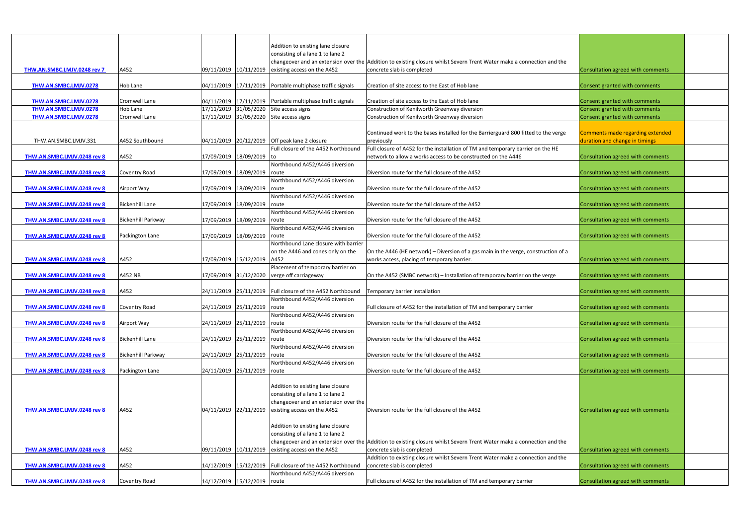| | | | | | | | |
|---|---|---|---|---|---|---|---|
| THW.AN.SMBC.LMJV.0248 rev 7 | A452 | 09/11/2019 | 10/11/2019 | Addition to existing lane closure consisting of a lane 1 to lane 2 changeover and an extension over the existing access on the A452 | Addition to existing closure whilst Severn Trent Water make a connection and the concrete slab is completed | Consultation agreed with comments | |
| THW.AN.SMBC.LMJV.0278 | Hob Lane | 04/11/2019 | 17/11/2019 | Portable multiphase traffic signals | Creation of site access to the East of Hob lane | Consent granted with comments | |
| THW.AN.SMBC.LMJV.0278 | Cromwell Lane | 04/11/2019 | 17/11/2019 | Portable multiphase traffic signals | Creation of site access to the East of Hob lane | Consent granted with comments | |
| THW.AN.SMBC.LMJV.0278 | Hob Lane | 17/11/2019 | 31/05/2020 | Site access signs | Construction of Kenilworth Greenway diversion | Consent granted with comments | |
| THW.AN.SMBC.LMJV.0278 | Cromwell Lane | 17/11/2019 | 31/05/2020 | Site access signs | Construction of Kenilworth Greenway diversion | Consent granted with comments | |
| THW.AN.SMBC.LMJV.331 | A452 Southbound | 04/11/2019 | 20/12/2019 | Off peak lane 2 closure | Continued work to the bases installed for the Barrierguard 800 fitted to the verge previously | Comments made regarding extended duration and change in timings | |
| THW.AN.SMBC.LMJV.0248 rev 8 | A452 | 17/09/2019 | 18/09/2019 | Full closure of the A452 Northbound to | Full closure of A452 for the installation of TM and temporary barrier on the HE network to allow a works access to be constructed on the A446 | Consultation agreed with comments | |
| THW.AN.SMBC.LMJV.0248 rev 8 | Coventry Road | 17/09/2019 | 18/09/2019 | Northbound A452/A446 diversion route | Diversion route for the full closure of the A452 | Consultation agreed with comments | |
| THW.AN.SMBC.LMJV.0248 rev 8 | Airport Way | 17/09/2019 | 18/09/2019 | Northbound A452/A446 diversion route | Diversion route for the full closure of the A452 | Consultation agreed with comments | |
| THW.AN.SMBC.LMJV.0248 rev 8 | Bickenhill Lane | 17/09/2019 | 18/09/2019 | Northbound A452/A446 diversion route | Diversion route for the full closure of the A452 | Consultation agreed with comments | |
| THW.AN.SMBC.LMJV.0248 rev 8 | Bickenhill Parkway | 17/09/2019 | 18/09/2019 | Northbound A452/A446 diversion route | Diversion route for the full closure of the A452 | Consultation agreed with comments | |
| THW.AN.SMBC.LMJV.0248 rev 8 | Packington Lane | 17/09/2019 | 18/09/2019 | Northbound A452/A446 diversion route | Diversion route for the full closure of the A452 | Consultation agreed with comments | |
| THW.AN.SMBC.LMJV.0248 rev 8 | A452 | 17/09/2019 | 15/12/2019 | Northbound Lane closure with barrier on the A446 and cones only on the A452 | On the A446 (HE network) – Diversion of a gas main in the verge, construction of a works access, placing of temporary barrier. | Consultation agreed with comments | |
| THW.AN.SMBC.LMJV.0248 rev 8 | A452 NB | 17/09/2019 | 31/12/2020 | Placement of temporary barrier on verge off carriageway | On the A452 (SMBC network) – Installation of temporary barrier on the verge | Consultation agreed with comments | |
| THW.AN.SMBC.LMJV.0248 rev 8 | A452 | 24/11/2019 | 25/11/2019 | Full closure of the A452 Northbound | Temporary barrier installation | Consultation agreed with comments | |
| THW.AN.SMBC.LMJV.0248 rev 8 | Coventry Road | 24/11/2019 | 25/11/2019 | Northbound A452/A446 diversion route | Full closure of A452 for the installation of TM and temporary barrier | Consultation agreed with comments | |
| THW.AN.SMBC.LMJV.0248 rev 8 | Airport Way | 24/11/2019 | 25/11/2019 | Northbound A452/A446 diversion route | Diversion route for the full closure of the A452 | Consultation agreed with comments | |
| THW.AN.SMBC.LMJV.0248 rev 8 | Bickenhill Lane | 24/11/2019 | 25/11/2019 | Northbound A452/A446 diversion route | Diversion route for the full closure of the A452 | Consultation agreed with comments | |
| THW.AN.SMBC.LMJV.0248 rev 8 | Bickenhill Parkway | 24/11/2019 | 25/11/2019 | Northbound A452/A446 diversion route | Diversion route for the full closure of the A452 | Consultation agreed with comments | |
| THW.AN.SMBC.LMJV.0248 rev 8 | Packington Lane | 24/11/2019 | 25/11/2019 | Northbound A452/A446 diversion route | Diversion route for the full closure of the A452 | Consultation agreed with comments | |
| THW.AN.SMBC.LMJV.0248 rev 8 | A452 | 04/11/2019 | 22/11/2019 | Addition to existing lane closure consisting of a lane 1 to lane 2 changeover and an extension over the existing access on the A452 | Diversion route for the full closure of the A452 | Consultation agreed with comments | |
| THW.AN.SMBC.LMJV.0248 rev 8 | A452 | 09/11/2019 | 10/11/2019 | Addition to existing lane closure consisting of a lane 1 to lane 2 changeover and an extension over the existing access on the A452 | Addition to existing closure whilst Severn Trent Water make a connection and the concrete slab is completed | Consultation agreed with comments | |
| THW.AN.SMBC.LMJV.0248 rev 8 | A452 | 14/12/2019 | 15/12/2019 | Full closure of the A452 Northbound | Addition to existing closure whilst Severn Trent Water make a connection and the concrete slab is completed | Consultation agreed with comments | |
| THW.AN.SMBC.LMJV.0248 rev 8 | Coventry Road | 14/12/2019 | 15/12/2019 | Northbound A452/A446 diversion route | Full closure of A452 for the installation of TM and temporary barrier | Consultation agreed with comments | |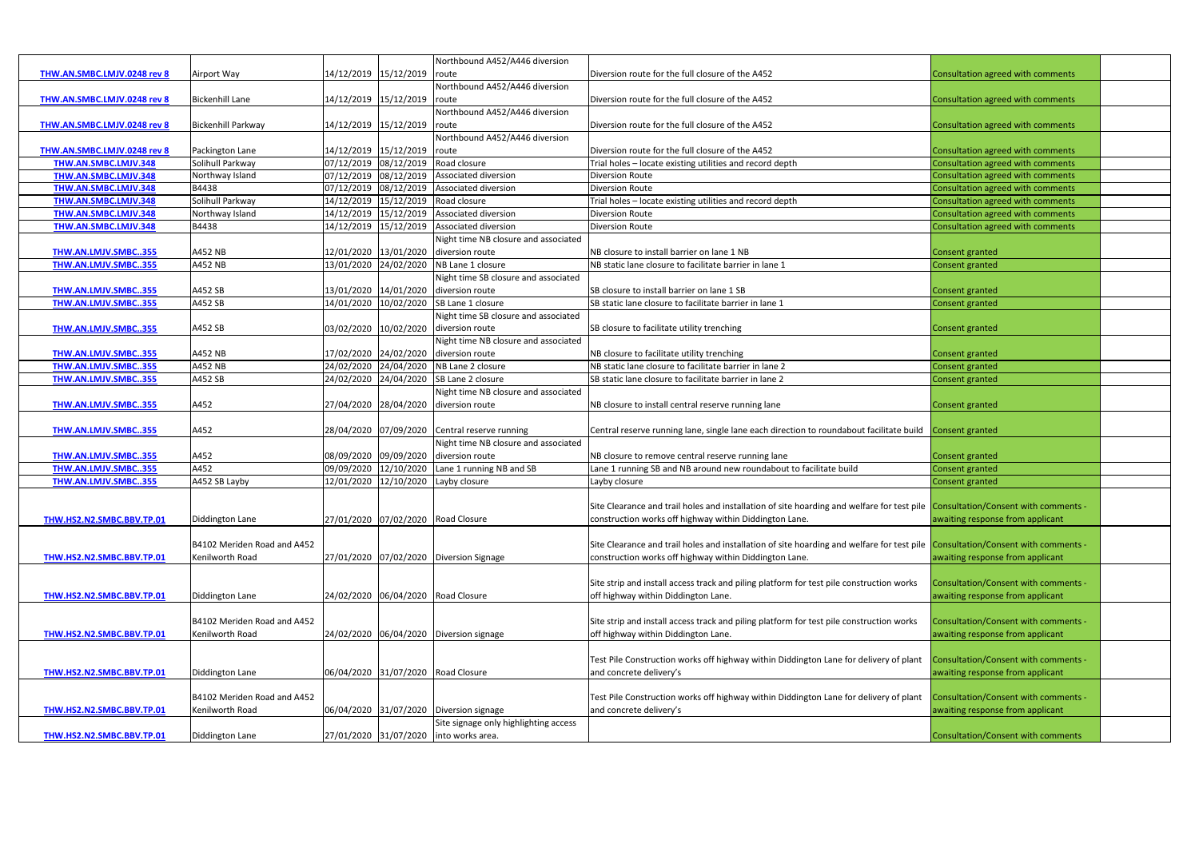| | | | | | | | |
|---|---|---|---|---|---|---|---|
| THW.AN.SMBC.LMJV.0248 rev 8 | Airport Way | 14/12/2019 | 15/12/2019 | Northbound A452/A446 diversion route | Diversion route for the full closure of the A452 | Consultation agreed with comments | |
| THW.AN.SMBC.LMJV.0248 rev 8 | Bickenhill Lane | 14/12/2019 | 15/12/2019 | Northbound A452/A446 diversion route | Diversion route for the full closure of the A452 | Consultation agreed with comments | |
| THW.AN.SMBC.LMJV.0248 rev 8 | Bickenhill Parkway | 14/12/2019 | 15/12/2019 | Northbound A452/A446 diversion route | Diversion route for the full closure of the A452 | Consultation agreed with comments | |
| THW.AN.SMBC.LMJV.0248 rev 8 | Packington Lane | 14/12/2019 | 15/12/2019 | Northbound A452/A446 diversion route | Diversion route for the full closure of the A452 | Consultation agreed with comments | |
| THW.AN.SMBC.LMJV.348 | Solihull Parkway | 07/12/2019 | 08/12/2019 | Road closure | Trial holes – locate existing utilities and record depth | Consultation agreed with comments | |
| THW.AN.SMBC.LMJV.348 | Northway Island | 07/12/2019 | 08/12/2019 | Associated diversion | Diversion Route | Consultation agreed with comments | |
| THW.AN.SMBC.LMJV.348 | B4438 | 07/12/2019 | 08/12/2019 | Associated diversion | Diversion Route | Consultation agreed with comments | |
| THW.AN.SMBC.LMJV.348 | Solihull Parkway | 14/12/2019 | 15/12/2019 | Road closure | Trial holes – locate existing utilities and record depth | Consultation agreed with comments | |
| THW.AN.SMBC.LMJV.348 | Northway Island | 14/12/2019 | 15/12/2019 | Associated diversion | Diversion Route | Consultation agreed with comments | |
| THW.AN.SMBC.LMJV.348 | B4438 | 14/12/2019 | 15/12/2019 | Associated diversion | Diversion Route | Consultation agreed with comments | |
| THW.AN.LMJV.SMBC..355 | A452 NB | 12/01/2020 | 13/01/2020 | Night time NB closure and associated diversion route | NB closure to install barrier on lane 1 NB | Consent granted | |
| THW.AN.LMJV.SMBC..355 | A452 NB | 13/01/2020 | 24/02/2020 | NB Lane 1 closure | NB static lane closure to facilitate barrier in lane 1 | Consent granted | |
| THW.AN.LMJV.SMBC..355 | A452 SB | 13/01/2020 | 14/01/2020 | Night time SB closure and associated diversion route | SB closure to install barrier on lane 1 SB | Consent granted | |
| THW.AN.LMJV.SMBC..355 | A452 SB | 14/01/2020 | 10/02/2020 | SB Lane 1 closure | SB static lane closure to facilitate barrier in lane 1 | Consent granted | |
| THW.AN.LMJV.SMBC..355 | A452 SB | 03/02/2020 | 10/02/2020 | Night time SB closure and associated diversion route | SB closure to facilitate utility trenching | Consent granted | |
| THW.AN.LMJV.SMBC..355 | A452 NB | 17/02/2020 | 24/02/2020 | Night time NB closure and associated diversion route | NB closure to facilitate utility trenching | Consent granted | |
| THW.AN.LMJV.SMBC..355 | A452 NB | 24/02/2020 | 24/04/2020 | NB Lane 2 closure | NB static lane closure to facilitate barrier in lane 2 | Consent granted | |
| THW.AN.LMJV.SMBC..355 | A452 SB | 24/02/2020 | 24/04/2020 | SB Lane 2 closure | SB static lane closure to facilitate barrier in lane 2 | Consent granted | |
| THW.AN.LMJV.SMBC..355 | A452 | 27/04/2020 | 28/04/2020 | Night time NB closure and associated diversion route | NB closure to install central reserve running lane | Consent granted | |
| THW.AN.LMJV.SMBC..355 | A452 | 28/04/2020 | 07/09/2020 | Central reserve running | Central reserve running lane, single lane each direction to roundabout facilitate build | Consent granted | |
| THW.AN.LMJV.SMBC..355 | A452 | 08/09/2020 | 09/09/2020 | Night time NB closure and associated diversion route | NB closure to remove central reserve running lane | Consent granted | |
| THW.AN.LMJV.SMBC..355 | A452 | 09/09/2020 | 12/10/2020 | Lane 1 running NB and SB | Lane 1 running SB and NB around new roundabout to facilitate build | Consent granted | |
| THW.AN.LMJV.SMBC..355 | A452 SB Layby | 12/01/2020 | 12/10/2020 | Layby closure | Layby closure | Consent granted | |
| THW.HS2.N2.SMBC.BBV.TP.01 | Diddington Lane | 27/01/2020 | 07/02/2020 | Road Closure | Site Clearance and trail holes and installation of site hoarding and welfare for test pile construction works off highway within Diddington Lane. | Consultation/Consent with comments - awaiting response from applicant | |
| THW.HS2.N2.SMBC.BBV.TP.01 | B4102 Meriden Road and A452 Kenilworth Road | 27/01/2020 | 07/02/2020 | Diversion Signage | Site Clearance and trail holes and installation of site hoarding and welfare for test pile construction works off highway within Diddington Lane. | Consultation/Consent with comments - awaiting response from applicant | |
| THW.HS2.N2.SMBC.BBV.TP.01 | Diddington Lane | 24/02/2020 | 06/04/2020 | Road Closure | Site strip and install access track and piling platform for test pile construction works off highway within Diddington Lane. | Consultation/Consent with comments - awaiting response from applicant | |
| THW.HS2.N2.SMBC.BBV.TP.01 | B4102 Meriden Road and A452 Kenilworth Road | 24/02/2020 | 06/04/2020 | Diversion signage | Site strip and install access track and piling platform for test pile construction works off highway within Diddington Lane. | Consultation/Consent with comments - awaiting response from applicant | |
| THW.HS2.N2.SMBC.BBV.TP.01 | Diddington Lane | 06/04/2020 | 31/07/2020 | Road Closure | Test Pile Construction works off highway within Diddington Lane for delivery of plant and concrete delivery's | Consultation/Consent with comments - awaiting response from applicant | |
| THW.HS2.N2.SMBC.BBV.TP.01 | B4102 Meriden Road and A452 Kenilworth Road | 06/04/2020 | 31/07/2020 | Diversion signage | Test Pile Construction works off highway within Diddington Lane for delivery of plant and concrete delivery's | Consultation/Consent with comments - awaiting response from applicant | |
| THW.HS2.N2.SMBC.BBV.TP.01 | Diddington Lane | 27/01/2020 | 31/07/2020 | Site signage only highlighting access into works area. | | Consultation/Consent with comments | |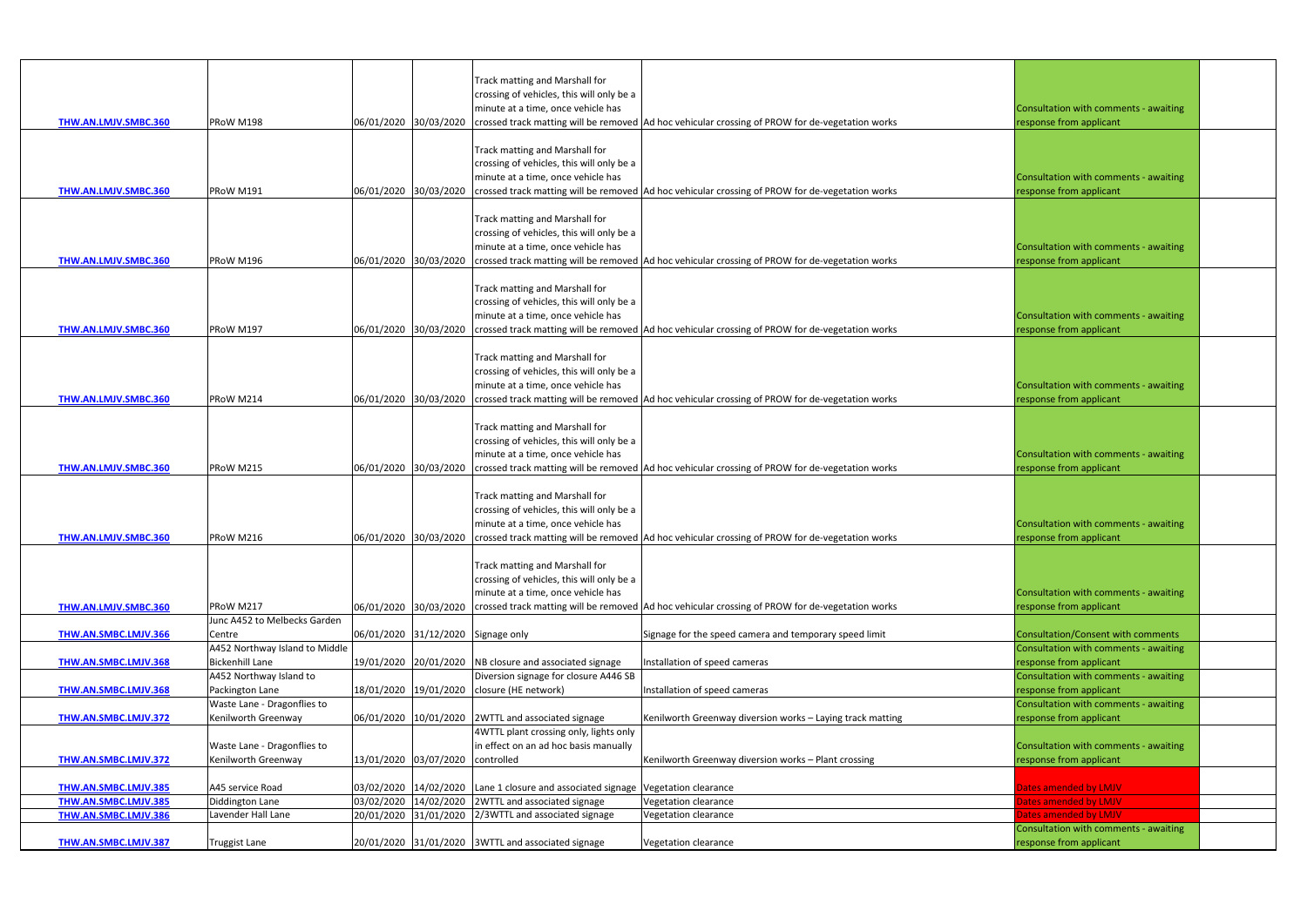| | | | | | | | |
|---|---|---|---|---|---|---|---|
| THW.AN.LMJV.SMBC.360 | PRoW M198 | 06/01/2020 | 30/03/2020 | Track matting and Marshall for crossing of vehicles, this will only be a minute at a time, once vehicle has crossed track matting will be removed | Ad hoc vehicular crossing of PROW for de-vegetation works | Consultation with comments - awaiting response from applicant | |
| THW.AN.LMJV.SMBC.360 | PRoW M191 | 06/01/2020 | 30/03/2020 | Track matting and Marshall for crossing of vehicles, this will only be a minute at a time, once vehicle has crossed track matting will be removed | Ad hoc vehicular crossing of PROW for de-vegetation works | Consultation with comments - awaiting response from applicant | |
| THW.AN.LMJV.SMBC.360 | PRoW M196 | 06/01/2020 | 30/03/2020 | Track matting and Marshall for crossing of vehicles, this will only be a minute at a time, once vehicle has crossed track matting will be removed | Ad hoc vehicular crossing of PROW for de-vegetation works | Consultation with comments - awaiting response from applicant | |
| THW.AN.LMJV.SMBC.360 | PRoW M197 | 06/01/2020 | 30/03/2020 | Track matting and Marshall for crossing of vehicles, this will only be a minute at a time, once vehicle has crossed track matting will be removed | Ad hoc vehicular crossing of PROW for de-vegetation works | Consultation with comments - awaiting response from applicant | |
| THW.AN.LMJV.SMBC.360 | PRoW M214 | 06/01/2020 | 30/03/2020 | Track matting and Marshall for crossing of vehicles, this will only be a minute at a time, once vehicle has crossed track matting will be removed | Ad hoc vehicular crossing of PROW for de-vegetation works | Consultation with comments - awaiting response from applicant | |
| THW.AN.LMJV.SMBC.360 | PRoW M215 | 06/01/2020 | 30/03/2020 | Track matting and Marshall for crossing of vehicles, this will only be a minute at a time, once vehicle has crossed track matting will be removed | Ad hoc vehicular crossing of PROW for de-vegetation works | Consultation with comments - awaiting response from applicant | |
| THW.AN.LMJV.SMBC.360 | PRoW M216 | 06/01/2020 | 30/03/2020 | Track matting and Marshall for crossing of vehicles, this will only be a minute at a time, once vehicle has crossed track matting will be removed | Ad hoc vehicular crossing of PROW for de-vegetation works | Consultation with comments - awaiting response from applicant | |
| THW.AN.LMJV.SMBC.360 | PRoW M217 | 06/01/2020 | 30/03/2020 | Track matting and Marshall for crossing of vehicles, this will only be a minute at a time, once vehicle has crossed track matting will be removed | Ad hoc vehicular crossing of PROW for de-vegetation works | Consultation with comments - awaiting response from applicant | |
| THW.AN.SMBC.LMJV.366 | Junc A452 to Melbecks Garden Centre | 06/01/2020 | 31/12/2020 | Signage only | Signage for the speed camera and temporary speed limit | Consultation/Consent with comments | |
| THW.AN.SMBC.LMJV.368 | A452 Northway Island to Middle Bickenhill Lane | 19/01/2020 | 20/01/2020 | NB closure and associated signage | Installation of speed cameras | Consultation with comments - awaiting response from applicant | |
| THW.AN.SMBC.LMJV.368 | A452 Northway Island to Packington Lane | 18/01/2020 | 19/01/2020 | Diversion signage for closure A446 SB closure (HE network) | Installation of speed cameras | Consultation with comments - awaiting response from applicant | |
| THW.AN.SMBC.LMJV.372 | Waste Lane - Dragonflies to Kenilworth Greenway | 06/01/2020 | 10/01/2020 | 2WTTL and associated signage | Kenilworth Greenway diversion works – Laying track matting | Consultation with comments - awaiting response from applicant | |
| THW.AN.SMBC.LMJV.372 | Waste Lane - Dragonflies to Kenilworth Greenway | 13/01/2020 | 03/07/2020 | 4WTTL plant crossing only, lights only in effect on an ad hoc basis manually controlled | Kenilworth Greenway diversion works – Plant crossing | Consultation with comments - awaiting response from applicant | |
| THW.AN.SMBC.LMJV.385 | A45 service Road | 03/02/2020 | 14/02/2020 | Lane 1 closure and associated signage | Vegetation clearance | Dates amended by LMJV | |
| THW.AN.SMBC.LMJV.385 | Diddington Lane | 03/02/2020 | 14/02/2020 | 2WTTL and associated signage | Vegetation clearance | Dates amended by LMJV | |
| THW.AN.SMBC.LMJV.386 | Lavender Hall Lane | 20/01/2020 | 31/01/2020 | 2/3WTTL and associated signage | Vegetation clearance | Dates amended by LMJV | |
| THW.AN.SMBC.LMJV.387 | Truggist Lane | 20/01/2020 | 31/01/2020 | 3WTTL and associated signage | Vegetation clearance | Consultation with comments - awaiting response from applicant | |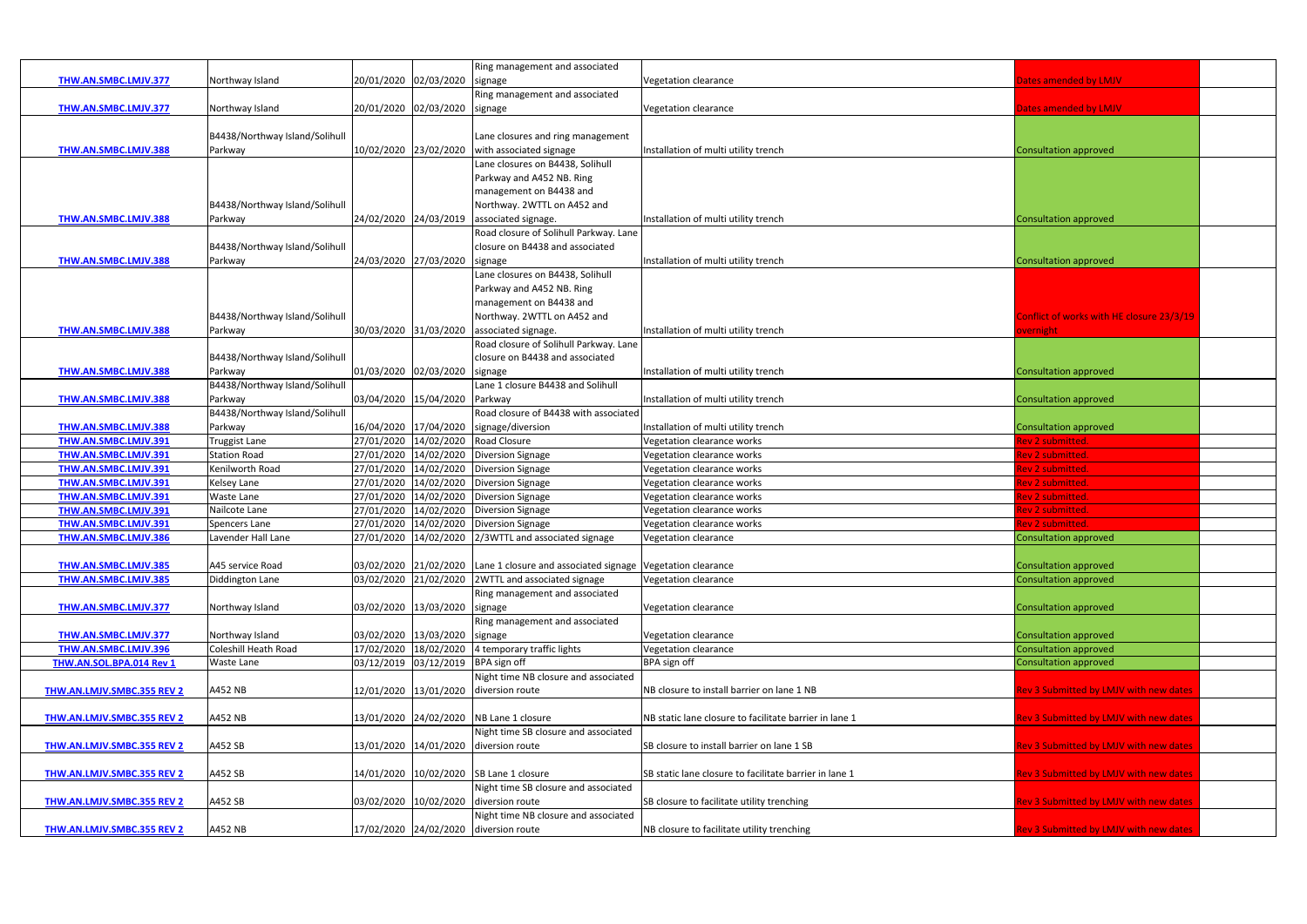| | | | | | | | |
|---|---|---|---|---|---|---|---|
| THW.AN.SMBC.LMJV.377 | Northway Island | 20/01/2020 | 02/03/2020 | Ring management and associated signage | Vegetation clearance | Dates amended by LMJV | |
| THW.AN.SMBC.LMJV.377 | Northway Island | 20/01/2020 | 02/03/2020 | Ring management and associated signage | Vegetation clearance | Dates amended by LMJV | |
| THW.AN.SMBC.LMJV.388 | B4438/Northway Island/Solihull Parkway | 10/02/2020 | 23/02/2020 | Lane closures and ring management with associated signage | Installation of multi utility trench | Consultation approved | |
| THW.AN.SMBC.LMJV.388 | B4438/Northway Island/Solihull Parkway | 24/02/2020 | 24/03/2019 | Lane closures on B4438, Solihull Parkway and A452 NB. Ring management on B4438 and Northway. 2WTTL on A452 and associated signage. | Installation of multi utility trench | Consultation approved | |
| THW.AN.SMBC.LMJV.388 | B4438/Northway Island/Solihull Parkway | 24/03/2020 | 27/03/2020 | Road closure of Solihull Parkway. Lane closure on B4438 and associated signage | Installation of multi utility trench | Consultation approved | |
| THW.AN.SMBC.LMJV.388 | B4438/Northway Island/Solihull Parkway | 30/03/2020 | 31/03/2020 | Lane closures on B4438, Solihull Parkway and A452 NB. Ring management on B4438 and Northway. 2WTTL on A452 and associated signage. | Installation of multi utility trench | Conflict of works with HE closure 23/3/19 overnight | |
| THW.AN.SMBC.LMJV.388 | B4438/Northway Island/Solihull Parkway | 01/03/2020 | 02/03/2020 | Road closure of Solihull Parkway. Lane closure on B4438 and associated signage | Installation of multi utility trench | Consultation approved | |
| THW.AN.SMBC.LMJV.388 | B4438/Northway Island/Solihull Parkway | 03/04/2020 | 15/04/2020 | Lane 1 closure B4438 and Solihull Parkway | Installation of multi utility trench | Consultation approved | |
| THW.AN.SMBC.LMJV.388 | B4438/Northway Island/Solihull Parkway | 16/04/2020 | 17/04/2020 | Road closure of B4438 with associated signage/diversion | Installation of multi utility trench | Consultation approved | |
| THW.AN.SMBC.LMJV.391 | Truggist Lane | 27/01/2020 | 14/02/2020 | Road Closure | Vegetation clearance works | Rev 2 submitted. | |
| THW.AN.SMBC.LMJV.391 | Station Road | 27/01/2020 | 14/02/2020 | Diversion Signage | Vegetation clearance works | Rev 2 submitted. | |
| THW.AN.SMBC.LMJV.391 | Kenilworth Road | 27/01/2020 | 14/02/2020 | Diversion Signage | Vegetation clearance works | Rev 2 submitted. | |
| THW.AN.SMBC.LMJV.391 | Kelsey Lane | 27/01/2020 | 14/02/2020 | Diversion Signage | Vegetation clearance works | Rev 2 submitted. | |
| THW.AN.SMBC.LMJV.391 | Waste Lane | 27/01/2020 | 14/02/2020 | Diversion Signage | Vegetation clearance works | Rev 2 submitted. | |
| THW.AN.SMBC.LMJV.391 | Nailcote Lane | 27/01/2020 | 14/02/2020 | Diversion Signage | Vegetation clearance works | Rev 2 submitted. | |
| THW.AN.SMBC.LMJV.391 | Spencers Lane | 27/01/2020 | 14/02/2020 | Diversion Signage | Vegetation clearance works | Rev 2 submitted. | |
| THW.AN.SMBC.LMJV.386 | Lavender Hall Lane | 27/01/2020 | 14/02/2020 | 2/3WTTL and associated signage | Vegetation clearance | Consultation approved | |
| THW.AN.SMBC.LMJV.385 | A45 service Road | 03/02/2020 | 21/02/2020 | Lane 1 closure and associated signage | Vegetation clearance | Consultation approved | |
| THW.AN.SMBC.LMJV.385 | Diddington Lane | 03/02/2020 | 21/02/2020 | 2WTTL and associated signage | Vegetation clearance | Consultation approved | |
| THW.AN.SMBC.LMJV.377 | Northway Island | 03/02/2020 | 13/03/2020 | Ring management and associated signage | Vegetation clearance | Consultation approved | |
| THW.AN.SMBC.LMJV.377 | Northway Island | 03/02/2020 | 13/03/2020 | Ring management and associated signage | Vegetation clearance | Consultation approved | |
| THW.AN.SMBC.LMJV.396 | Coleshill Heath Road | 17/02/2020 | 18/02/2020 | 4 temporary traffic lights | Vegetation clearance | Consultation approved | |
| THW.AN.SOL.BPA.014 Rev 1 | Waste Lane | 03/12/2019 | 03/12/2019 | BPA sign off | BPA sign off | Consultation approved | |
| THW.AN.LMJV.SMBC.355 REV 2 | A452 NB | 12/01/2020 | 13/01/2020 | Night time NB closure and associated diversion route | NB closure to install barrier on lane 1 NB | Rev 3 Submitted by LMJV with new dates | |
| THW.AN.LMJV.SMBC.355 REV 2 | A452 NB | 13/01/2020 | 24/02/2020 | NB Lane 1 closure | NB static lane closure to facilitate barrier in lane 1 | Rev 3 Submitted by LMJV with new dates | |
| THW.AN.LMJV.SMBC.355 REV 2 | A452 SB | 13/01/2020 | 14/01/2020 | Night time SB closure and associated diversion route | SB closure to install barrier on lane 1 SB | Rev 3 Submitted by LMJV with new dates | |
| THW.AN.LMJV.SMBC.355 REV 2 | A452 SB | 14/01/2020 | 10/02/2020 | SB Lane 1 closure | SB static lane closure to facilitate barrier in lane 1 | Rev 3 Submitted by LMJV with new dates | |
| THW.AN.LMJV.SMBC.355 REV 2 | A452 SB | 03/02/2020 | 10/02/2020 | Night time SB closure and associated diversion route | SB closure to facilitate utility trenching | Rev 3 Submitted by LMJV with new dates | |
| THW.AN.LMJV.SMBC.355 REV 2 | A452 NB | 17/02/2020 | 24/02/2020 | Night time NB closure and associated diversion route | NB closure to facilitate utility trenching | Rev 3 Submitted by LMJV with new dates | |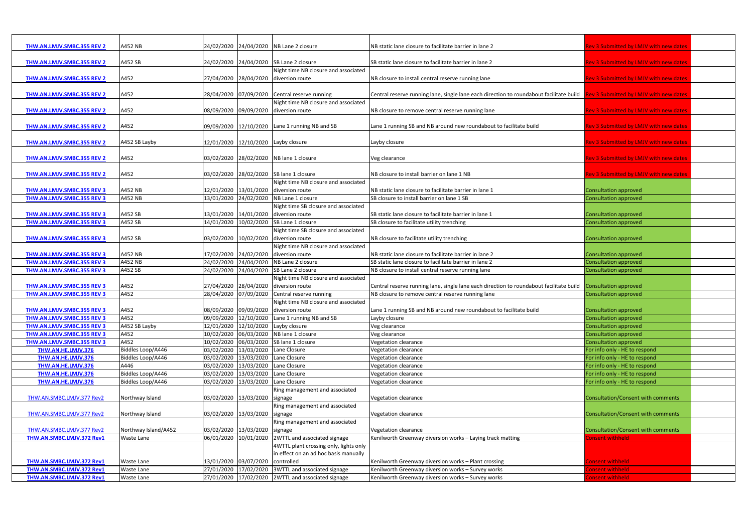| | | | | | | | |
|---|---|---|---|---|---|---|---|
| THW.AN.LMJV.SMBC.355 REV 2 | A452 NB | 24/02/2020 | 24/04/2020 | NB Lane 2 closure | NB static lane closure to facilitate barrier in lane 2 | Rev 3 Submitted by LMJV with new dates | |
| THW.AN.LMJV.SMBC.355 REV 2 | A452 SB | 24/02/2020 | 24/04/2020 | SB Lane 2 closure | SB static lane closure to facilitate barrier in lane 2 | Rev 3 Submitted by LMJV with new dates | |
| THW.AN.LMJV.SMBC.355 REV 2 | A452 | 27/04/2020 | 28/04/2020 | Night time NB closure and associated diversion route | NB closure to install central reserve running lane | Rev 3 Submitted by LMJV with new dates | |
| THW.AN.LMJV.SMBC.355 REV 2 | A452 | 28/04/2020 | 07/09/2020 | Central reserve running | Central reserve running lane, single lane each direction to roundabout facilitate build | Rev 3 Submitted by LMJV with new dates | |
| THW.AN.LMJV.SMBC.355 REV 2 | A452 | 08/09/2020 | 09/09/2020 | Night time NB closure and associated diversion route | NB closure to remove central reserve running lane | Rev 3 Submitted by LMJV with new dates | |
| THW.AN.LMJV.SMBC.355 REV 2 | A452 | 09/09/2020 | 12/10/2020 | Lane 1 running NB and SB | Lane 1 running SB and NB around new roundabout to facilitate build | Rev 3 Submitted by LMJV with new dates | |
| THW.AN.LMJV.SMBC.355 REV 2 | A452 SB Layby | 12/01/2020 | 12/10/2020 | Layby closure | Layby closure | Rev 3 Submitted by LMJV with new dates | |
| THW.AN.LMJV.SMBC.355 REV 2 | A452 | 03/02/2020 | 28/02/2020 | NB lane 1 closure | Veg clearance | Rev 3 Submitted by LMJV with new dates | |
| THW.AN.LMJV.SMBC.355 REV 2 | A452 | 03/02/2020 | 28/02/2020 | SB lane 1 closure | NB closure to install barrier on lane 1 NB | Rev 3 Submitted by LMJV with new dates | |
| THW.AN.LMJV.SMBC.355 REV 3 | A452 NB | 12/01/2020 | 13/01/2020 | Night time NB closure and associated diversion route | NB static lane closure to facilitate barrier in lane 1 | Consultation approved | |
| THW.AN.LMJV.SMBC.355 REV 3 | A452 NB | 13/01/2020 | 24/02/2020 | NB Lane 1 closure | SB closure to install barrier on lane 1 SB | Consultation approved | |
| THW.AN.LMJV.SMBC.355 REV 3 | A452 SB | 13/01/2020 | 14/01/2020 | Night time SB closure and associated diversion route | SB static lane closure to facilitate barrier in lane 1 | Consultation approved | |
| THW.AN.LMJV.SMBC.355 REV 3 | A452 SB | 14/01/2020 | 10/02/2020 | SB Lane 1 closure | SB closure to facilitate utility trenching | Consultation approved | |
| THW.AN.LMJV.SMBC.355 REV 3 | A452 SB | 03/02/2020 | 10/02/2020 | Night time SB closure and associated diversion route | NB closure to facilitate utility trenching | Consultation approved | |
| THW.AN.LMJV.SMBC.355 REV 3 | A452 NB | 17/02/2020 | 24/02/2020 | Night time NB closure and associated diversion route | NB static lane closure to facilitate barrier in lane 2 | Consultation approved | |
| THW.AN.LMJV.SMBC.355 REV 3 | A452 NB | 24/02/2020 | 24/04/2020 | NB Lane 2 closure | SB static lane closure to facilitate barrier in lane 2 | Consultation approved | |
| THW.AN.LMJV.SMBC.355 REV 3 | A452 SB | 24/02/2020 | 24/04/2020 | SB Lane 2 closure | NB closure to install central reserve running lane | Consultation approved | |
| THW.AN.LMJV.SMBC.355 REV 3 | A452 | 27/04/2020 | 28/04/2020 | Night time NB closure and associated diversion route | Central reserve running lane, single lane each direction to roundabout facilitate build | Consultation approved | |
| THW.AN.LMJV.SMBC.355 REV 3 | A452 | 28/04/2020 | 07/09/2020 | Central reserve running | NB closure to remove central reserve running lane | Consultation approved | |
| THW.AN.LMJV.SMBC.355 REV 3 | A452 | 08/09/2020 | 09/09/2020 | Night time NB closure and associated diversion route | Lane 1 running SB and NB around new roundabout to facilitate build | Consultation approved | |
| THW.AN.LMJV.SMBC.355 REV 3 | A452 | 09/09/2020 | 12/10/2020 | Lane 1 running NB and SB | Layby closure | Consultation approved | |
| THW.AN.LMJV.SMBC.355 REV 3 | A452 SB Layby | 12/01/2020 | 12/10/2020 | Layby closure | Veg clearance | Consultation approved | |
| THW.AN.LMJV.SMBC.355 REV 3 | A452 | 10/02/2020 | 06/03/2020 | NB lane 1 closure | Veg clearance | Consultation approved | |
| THW.AN.LMJV.SMBC.355 REV 3 | A452 | 10/02/2020 | 06/03/2020 | SB lane 1 closure | Vegetation clearance | Consultation approved | |
| THW.AN.HE.LMJV.376 | Biddles Loop/A446 | 03/02/2020 | 13/03/2020 | Lane Closure | Vegetation clearance | For info only - HE to respond | |
| THW.AN.HE.LMJV.376 | Biddles Loop/A446 | 03/02/2020 | 13/03/2020 | Lane Closure | Vegetation clearance | For info only - HE to respond | |
| THW.AN.HE.LMJV.376 | A446 | 03/02/2020 | 13/03/2020 | Lane Closure | Vegetation clearance | For info only - HE to respond | |
| THW.AN.HE.LMJV.376 | Biddles Loop/A446 | 03/02/2020 | 13/03/2020 | Lane Closure | Vegetation clearance | For info only - HE to respond | |
| THW.AN.HE.LMJV.376 | Biddles Loop/A446 | 03/02/2020 | 13/03/2020 | Lane Closure | Vegetation clearance | For info only - HE to respond | |
| THW.AN.SMBC.LMJV.377 Rev2 | Northway Island | 03/02/2020 | 13/03/2020 | Ring management and associated signage | Vegetation clearance | Consultation/Consent with comments | |
| THW.AN.SMBC.LMJV.377 Rev2 | Northway Island | 03/02/2020 | 13/03/2020 | Ring management and associated signage | Vegetation clearance | Consultation/Consent with comments | |
| THW.AN.SMBC.LMJV.377 Rev2 | Northway Island/A452 | 03/02/2020 | 13/03/2020 | Ring management and associated signage | Vegetation clearance | Consultation/Consent with comments | |
| THW.AN.SMBC.LMJV.372 Rev1 | Waste Lane | 06/01/2020 | 10/01/2020 | 2WTTL and associated signage | Kenilworth Greenway diversion works – Laying track matting | Consent withheld | |
| THW.AN.SMBC.LMJV.372 Rev1 | Waste Lane | 13/01/2020 | 03/07/2020 | 4WTTL plant crossing only, lights only in effect on an ad hoc basis manually controlled | Kenilworth Greenway diversion works – Plant crossing | Consent withheld | |
| THW.AN.SMBC.LMJV.372 Rev1 | Waste Lane | 27/01/2020 | 17/02/2020 | 3WTTL and associated signage | Kenilworth Greenway diversion works – Survey works | Consent withheld | |
| THW.AN.SMBC.LMJV.372 Rev1 | Waste Lane | 27/01/2020 | 17/02/2020 | 2WTTL and associated signage | Kenilworth Greenway diversion works – Survey works | Consent withheld | |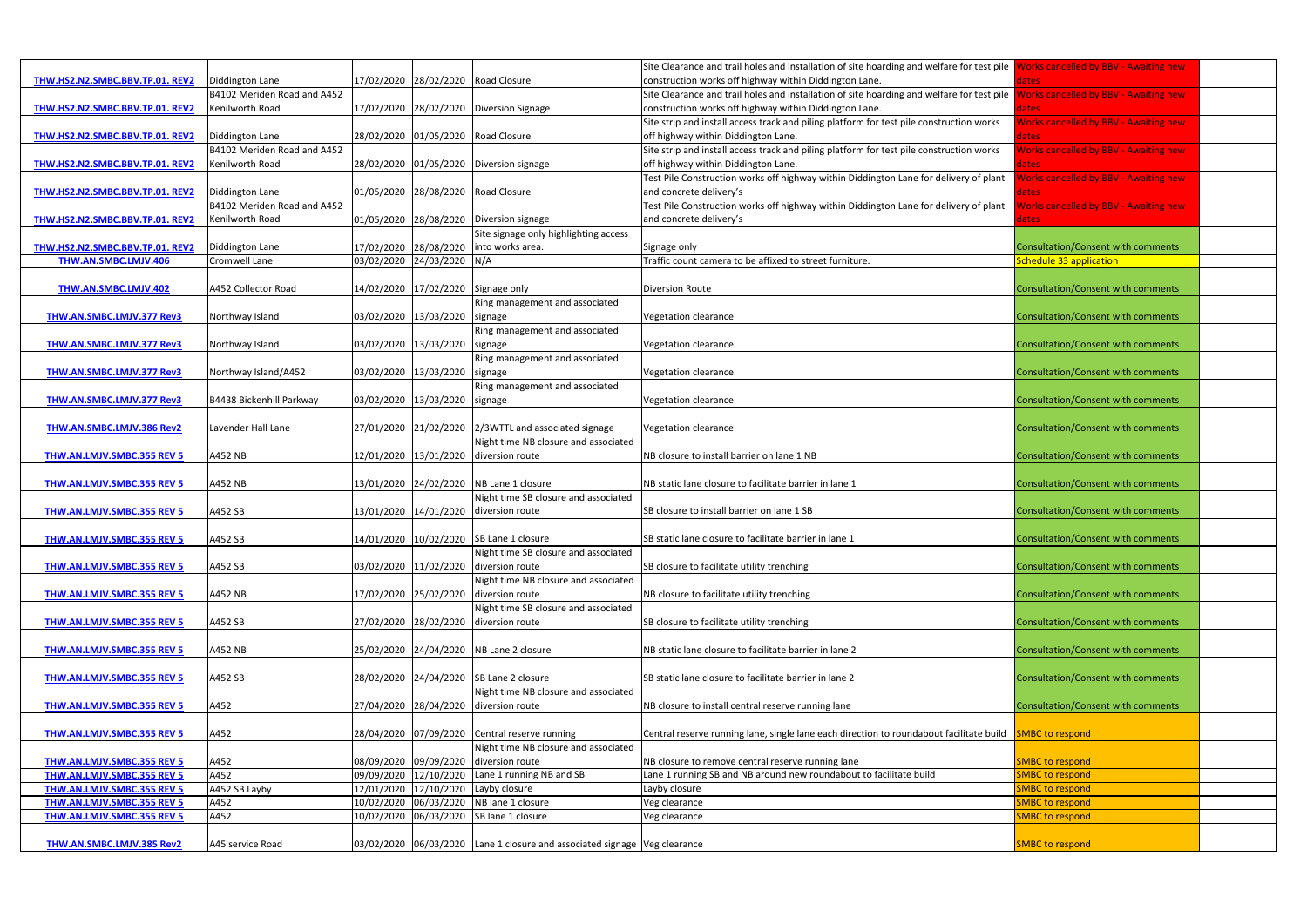| | | | | | | | |
|---|---|---|---|---|---|---|---|
| THW.HS2.N2.SMBC.BBV.TP.01. REV2 | Diddington Lane | 17/02/2020 | 28/02/2020 | Road Closure | Site Clearance and trail holes and installation of site hoarding and welfare for test pile construction works off highway within Diddington Lane. | Works cancelled by BBV - Awaiting new dates | |
| THW.HS2.N2.SMBC.BBV.TP.01. REV2 | B4102 Meriden Road and A452 Kenilworth Road | 17/02/2020 | 28/02/2020 | Diversion Signage | Site Clearance and trail holes and installation of site hoarding and welfare for test pile construction works off highway within Diddington Lane. | Works cancelled by BBV - Awaiting new dates | |
| THW.HS2.N2.SMBC.BBV.TP.01. REV2 | Diddington Lane | 28/02/2020 | 01/05/2020 | Road Closure | Site strip and install access track and piling platform for test pile construction works off highway within Diddington Lane. | Works cancelled by BBV - Awaiting new dates | |
| THW.HS2.N2.SMBC.BBV.TP.01. REV2 | B4102 Meriden Road and A452 Kenilworth Road | 28/02/2020 | 01/05/2020 | Diversion signage | Site strip and install access track and piling platform for test pile construction works off highway within Diddington Lane. | Works cancelled by BBV - Awaiting new dates | |
| THW.HS2.N2.SMBC.BBV.TP.01. REV2 | Diddington Lane | 01/05/2020 | 28/08/2020 | Road Closure | Test Pile Construction works off highway within Diddington Lane for delivery of plant and concrete delivery's | Works cancelled by BBV - Awaiting new dates | |
| THW.HS2.N2.SMBC.BBV.TP.01. REV2 | B4102 Meriden Road and A452 Kenilworth Road | 01/05/2020 | 28/08/2020 | Diversion signage | Test Pile Construction works off highway within Diddington Lane for delivery of plant and concrete delivery's | Works cancelled by BBV - Awaiting new dates | |
| THW.HS2.N2.SMBC.BBV.TP.01. REV2 | Diddington Lane | 17/02/2020 | 28/08/2020 | Site signage only highlighting access into works area. | Signage only | Consultation/Consent with comments | |
| THW.AN.SMBC.LMJV.406 | Cromwell Lane | 03/02/2020 | 24/03/2020 | N/A | Traffic count camera to be affixed to street furniture. | Schedule 33 application | |
| THW.AN.SMBC.LMJV.402 | A452 Collector Road | 14/02/2020 | 17/02/2020 | Signage only | Diversion Route | Consultation/Consent with comments | |
| THW.AN.SMBC.LMJV.377 Rev3 | Northway Island | 03/02/2020 | 13/03/2020 | Ring management and associated signage | Vegetation clearance | Consultation/Consent with comments | |
| THW.AN.SMBC.LMJV.377 Rev3 | Northway Island | 03/02/2020 | 13/03/2020 | Ring management and associated signage | Vegetation clearance | Consultation/Consent with comments | |
| THW.AN.SMBC.LMJV.377 Rev3 | Northway Island/A452 | 03/02/2020 | 13/03/2020 | Ring management and associated signage | Vegetation clearance | Consultation/Consent with comments | |
| THW.AN.SMBC.LMJV.377 Rev3 | B4438 Bickenhill Parkway | 03/02/2020 | 13/03/2020 | Ring management and associated signage | Vegetation clearance | Consultation/Consent with comments | |
| THW.AN.SMBC.LMJV.386 Rev2 | Lavender Hall Lane | 27/01/2020 | 21/02/2020 | 2/3WTTL and associated signage | Vegetation clearance | Consultation/Consent with comments | |
| THW.AN.LMJV.SMBC.355 REV 5 | A452 NB | 12/01/2020 | 13/01/2020 | Night time NB closure and associated diversion route | NB closure to install barrier on lane 1 NB | Consultation/Consent with comments | |
| THW.AN.LMJV.SMBC.355 REV 5 | A452 NB | 13/01/2020 | 24/02/2020 | NB Lane 1 closure | NB static lane closure to facilitate barrier in lane 1 | Consultation/Consent with comments | |
| THW.AN.LMJV.SMBC.355 REV 5 | A452 SB | 13/01/2020 | 14/01/2020 | Night time SB closure and associated diversion route | SB closure to install barrier on lane 1 SB | Consultation/Consent with comments | |
| THW.AN.LMJV.SMBC.355 REV 5 | A452 SB | 14/01/2020 | 10/02/2020 | SB Lane 1 closure | SB static lane closure to facilitate barrier in lane 1 | Consultation/Consent with comments | |
| THW.AN.LMJV.SMBC.355 REV 5 | A452 SB | 03/02/2020 | 11/02/2020 | Night time SB closure and associated diversion route | SB closure to facilitate utility trenching | Consultation/Consent with comments | |
| THW.AN.LMJV.SMBC.355 REV 5 | A452 NB | 17/02/2020 | 25/02/2020 | Night time NB closure and associated diversion route | NB closure to facilitate utility trenching | Consultation/Consent with comments | |
| THW.AN.LMJV.SMBC.355 REV 5 | A452 SB | 27/02/2020 | 28/02/2020 | Night time SB closure and associated diversion route | SB closure to facilitate utility trenching | Consultation/Consent with comments | |
| THW.AN.LMJV.SMBC.355 REV 5 | A452 NB | 25/02/2020 | 24/04/2020 | NB Lane 2 closure | NB static lane closure to facilitate barrier in lane 2 | Consultation/Consent with comments | |
| THW.AN.LMJV.SMBC.355 REV 5 | A452 SB | 28/02/2020 | 24/04/2020 | SB Lane 2 closure | SB static lane closure to facilitate barrier in lane 2 | Consultation/Consent with comments | |
| THW.AN.LMJV.SMBC.355 REV 5 | A452 | 27/04/2020 | 28/04/2020 | Night time NB closure and associated diversion route | NB closure to install central reserve running lane | Consultation/Consent with comments | |
| THW.AN.LMJV.SMBC.355 REV 5 | A452 | 28/04/2020 | 07/09/2020 | Central reserve running | Central reserve running lane, single lane each direction to roundabout facilitate build | SMBC to respond | |
| THW.AN.LMJV.SMBC.355 REV 5 | A452 | 08/09/2020 | 09/09/2020 | Night time NB closure and associated diversion route | NB closure to remove central reserve running lane | SMBC to respond | |
| THW.AN.LMJV.SMBC.355 REV 5 | A452 | 09/09/2020 | 12/10/2020 | Lane 1 running NB and SB | Lane 1 running SB and NB around new roundabout to facilitate build | SMBC to respond | |
| THW.AN.LMJV.SMBC.355 REV 5 | A452 SB Layby | 12/01/2020 | 12/10/2020 | Layby closure | Layby closure | SMBC to respond | |
| THW.AN.LMJV.SMBC.355 REV 5 | A452 | 10/02/2020 | 06/03/2020 | NB lane 1 closure | Veg clearance | SMBC to respond | |
| THW.AN.LMJV.SMBC.355 REV 5 | A452 | 10/02/2020 | 06/03/2020 | SB lane 1 closure | Veg clearance | SMBC to respond | |
| THW.AN.SMBC.LMJV.385 Rev2 | A45 service Road | 03/02/2020 | 06/03/2020 | Lane 1 closure and associated signage | Veg clearance | SMBC to respond | |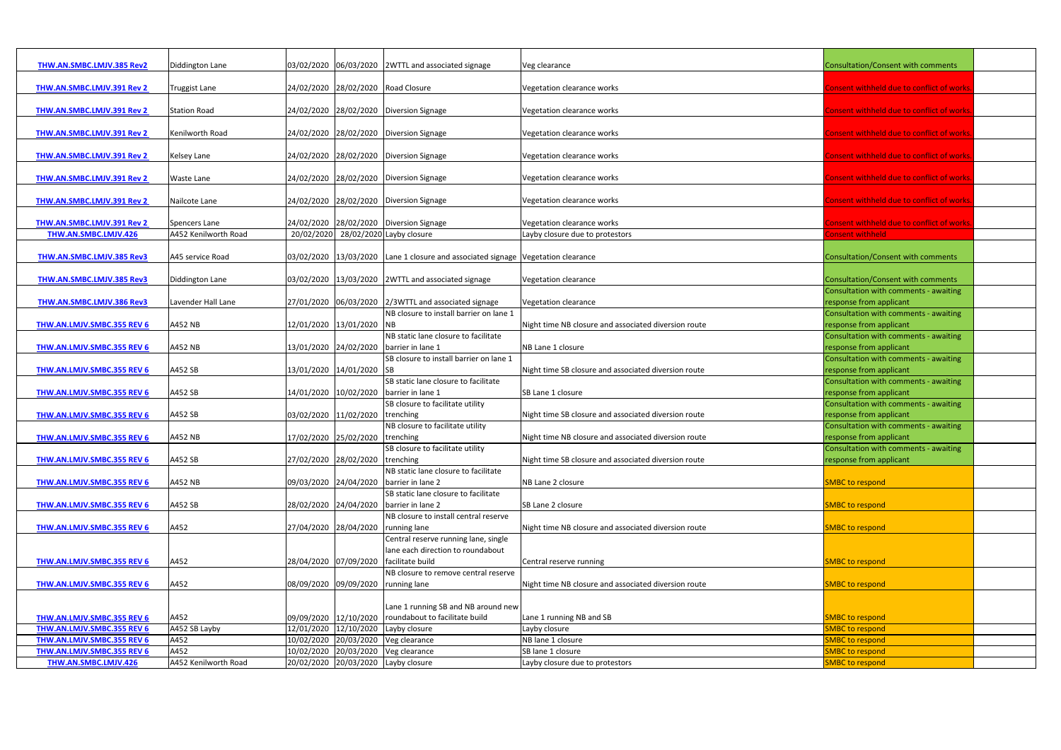| | | | | | | | |
|---|---|---|---|---|---|---|---|
| THW.AN.SMBC.LMJV.385 Rev2 | Diddington Lane | 03/02/2020 | 06/03/2020 | 2WTTL and associated signage | Veg clearance | Consultation/Consent with comments | |
| THW.AN.SMBC.LMJV.391 Rev 2 | Truggist Lane | 24/02/2020 | 28/02/2020 | Road Closure | Vegetation clearance works | Consent withheld due to conflict of works. | |
| THW.AN.SMBC.LMJV.391 Rev 2 | Station Road | 24/02/2020 | 28/02/2020 | Diversion Signage | Vegetation clearance works | Consent withheld due to conflict of works. | |
| THW.AN.SMBC.LMJV.391 Rev 2 | Kenilworth Road | 24/02/2020 | 28/02/2020 | Diversion Signage | Vegetation clearance works | Consent withheld due to conflict of works. | |
| THW.AN.SMBC.LMJV.391 Rev 2 | Kelsey Lane | 24/02/2020 | 28/02/2020 | Diversion Signage | Vegetation clearance works | Consent withheld due to conflict of works. | |
| THW.AN.SMBC.LMJV.391 Rev 2 | Waste Lane | 24/02/2020 | 28/02/2020 | Diversion Signage | Vegetation clearance works | Consent withheld due to conflict of works. | |
| THW.AN.SMBC.LMJV.391 Rev 2 | Nailcote Lane | 24/02/2020 | 28/02/2020 | Diversion Signage | Vegetation clearance works | Consent withheld due to conflict of works. | |
| THW.AN.SMBC.LMJV.391 Rev 2 | Spencers Lane | 24/02/2020 | 28/02/2020 | Diversion Signage | Vegetation clearance works | Consent withheld due to conflict of works. | |
| THW.AN.SMBC.LMJV.426 | A452 Kenilworth Road | 20/02/2020 | 28/02/2020 | Layby closure | Layby closure due to protestors | Consent withheld | |
| THW.AN.SMBC.LMJV.385 Rev3 | A45 service Road | 03/02/2020 | 13/03/2020 | Lane 1 closure and associated signage | Vegetation clearance | Consultation/Consent with comments | |
| THW.AN.SMBC.LMJV.385 Rev3 | Diddington Lane | 03/02/2020 | 13/03/2020 | 2WTTL and associated signage | Vegetation clearance | Consultation/Consent with comments | |
| THW.AN.SMBC.LMJV.386 Rev3 | Lavender Hall Lane | 27/01/2020 | 06/03/2020 | 2/3WTTL and associated signage | Vegetation clearance | Consultation with comments - awaiting response from applicant | |
| THW.AN.LMJV.SMBC.355 REV 6 | A452 NB | 12/01/2020 | 13/01/2020 | NB closure to install barrier on lane 1 NB | Night time NB closure and associated diversion route | Consultation with comments - awaiting response from applicant | |
| THW.AN.LMJV.SMBC.355 REV 6 | A452 NB | 13/01/2020 | 24/02/2020 | NB static lane closure to facilitate barrier in lane 1 | NB Lane 1 closure | Consultation with comments - awaiting response from applicant | |
| THW.AN.LMJV.SMBC.355 REV 6 | A452 SB | 13/01/2020 | 14/01/2020 | SB closure to install barrier on lane 1 SB | Night time SB closure and associated diversion route | Consultation with comments - awaiting response from applicant | |
| THW.AN.LMJV.SMBC.355 REV 6 | A452 SB | 14/01/2020 | 10/02/2020 | SB static lane closure to facilitate barrier in lane 1 | SB Lane 1 closure | Consultation with comments - awaiting response from applicant | |
| THW.AN.LMJV.SMBC.355 REV 6 | A452 SB | 03/02/2020 | 11/02/2020 | SB closure to facilitate utility trenching | Night time SB closure and associated diversion route | Consultation with comments - awaiting response from applicant | |
| THW.AN.LMJV.SMBC.355 REV 6 | A452 NB | 17/02/2020 | 25/02/2020 | NB closure to facilitate utility trenching | Night time NB closure and associated diversion route | Consultation with comments - awaiting response from applicant | |
| THW.AN.LMJV.SMBC.355 REV 6 | A452 SB | 27/02/2020 | 28/02/2020 | SB closure to facilitate utility trenching | Night time SB closure and associated diversion route | Consultation with comments - awaiting response from applicant | |
| THW.AN.LMJV.SMBC.355 REV 6 | A452 NB | 09/03/2020 | 24/04/2020 | NB static lane closure to facilitate barrier in lane 2 | NB Lane 2 closure | SMBC to respond | |
| THW.AN.LMJV.SMBC.355 REV 6 | A452 SB | 28/02/2020 | 24/04/2020 | SB static lane closure to facilitate barrier in lane 2 | SB Lane 2 closure | SMBC to respond | |
| THW.AN.LMJV.SMBC.355 REV 6 | A452 | 27/04/2020 | 28/04/2020 | NB closure to install central reserve running lane | Night time NB closure and associated diversion route | SMBC to respond | |
| THW.AN.LMJV.SMBC.355 REV 6 | A452 | 28/04/2020 | 07/09/2020 | Central reserve running lane, single lane each direction to roundabout facilitate build | Central reserve running | SMBC to respond | |
| THW.AN.LMJV.SMBC.355 REV 6 | A452 | 08/09/2020 | 09/09/2020 | NB closure to remove central reserve running lane | Night time NB closure and associated diversion route | SMBC to respond | |
| THW.AN.LMJV.SMBC.355 REV 6 | A452 | 09/09/2020 | 12/10/2020 | Lane 1 running SB and NB around new roundabout to facilitate build | Lane 1 running NB and SB | SMBC to respond | |
| THW.AN.LMJV.SMBC.355 REV 6 | A452 SB Layby | 12/01/2020 | 12/10/2020 | Layby closure | Layby closure | SMBC to respond | |
| THW.AN.LMJV.SMBC.355 REV 6 | A452 | 10/02/2020 | 20/03/2020 | Veg clearance | NB lane 1 closure | SMBC to respond | |
| THW.AN.LMJV.SMBC.355 REV 6 | A452 | 10/02/2020 | 20/03/2020 | Veg clearance | SB lane 1 closure | SMBC to respond | |
| THW.AN.SMBC.LMJV.426 | A452 Kenilworth Road | 20/02/2020 | 20/03/2020 | Layby closure | Layby closure due to protestors | SMBC to respond | |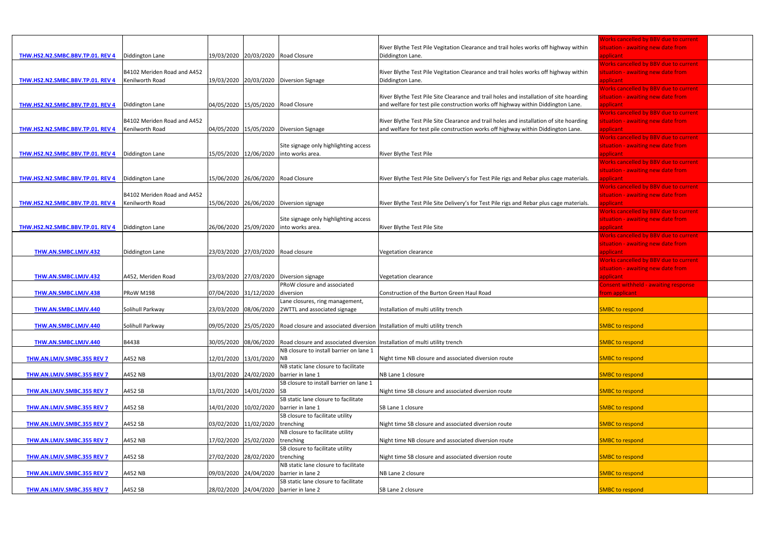| | | | | | | | |
|---|---|---|---|---|---|---|---|
| THW.HS2.N2.SMBC.BBV.TP.01. REV 4 | Diddington Lane | 19/03/2020 | 20/03/2020 | Road Closure | River Blythe Test Pile Vegitation Clearance and trail holes works off highway within Diddington Lane. | Works cancelled by BBV due to current situation - awaiting new date from applicant | |
| THW.HS2.N2.SMBC.BBV.TP.01. REV 4 | B4102 Meriden Road and A452 Kenilworth Road | 19/03/2020 | 20/03/2020 | Diversion Signage | River Blythe Test Pile Vegitation Clearance and trail holes works off highway within Diddington Lane. | Works cancelled by BBV due to current situation - awaiting new date from applicant | |
| THW.HS2.N2.SMBC.BBV.TP.01. REV 4 | Diddington Lane | 04/05/2020 | 15/05/2020 | Road Closure | River Blythe Test Pile Site Clearance and trail holes and installation of site hoarding and welfare for test pile construction works off highway within Diddington Lane. | Works cancelled by BBV due to current situation - awaiting new date from applicant | |
| THW.HS2.N2.SMBC.BBV.TP.01. REV 4 | B4102 Meriden Road and A452 Kenilworth Road | 04/05/2020 | 15/05/2020 | Diversion Signage | River Blythe Test Pile Site Clearance and trail holes and installation of site hoarding and welfare for test pile construction works off highway within Diddington Lane. | Works cancelled by BBV due to current situation - awaiting new date from applicant | |
| THW.HS2.N2.SMBC.BBV.TP.01. REV 4 | Diddington Lane | 15/05/2020 | 12/06/2020 | Site signage only highlighting access into works area. | River Blythe Test Pile | Works cancelled by BBV due to current situation - awaiting new date from applicant | |
| THW.HS2.N2.SMBC.BBV.TP.01. REV 4 | Diddington Lane | 15/06/2020 | 26/06/2020 | Road Closure | River Blythe Test Pile Site Delivery's for Test Pile rigs and Rebar plus cage materials. | Works cancelled by BBV due to current situation - awaiting new date from applicant | |
| THW.HS2.N2.SMBC.BBV.TP.01. REV 4 | B4102 Meriden Road and A452 Kenilworth Road | 15/06/2020 | 26/06/2020 | Diversion signage | River Blythe Test Pile Site Delivery's for Test Pile rigs and Rebar plus cage materials. | Works cancelled by BBV due to current situation - awaiting new date from applicant | |
| THW.HS2.N2.SMBC.BBV.TP.01. REV 4 | Diddington Lane | 26/06/2020 | 25/09/2020 | Site signage only highlighting access into works area. | River Blythe Test Pile Site | Works cancelled by BBV due to current situation - awaiting new date from applicant | |
| THW.AN.SMBC.LMJV.432 | Diddington Lane | 23/03/2020 | 27/03/2020 | Road closure | Vegetation clearance | Works cancelled by BBV due to current situation - awaiting new date from applicant | |
| THW.AN.SMBC.LMJV.432 | A452, Meriden Road | 23/03/2020 | 27/03/2020 | Diversion signage | Vegetation clearance | Works cancelled by BBV due to current situation - awaiting new date from applicant | |
| THW.AN.SMBC.LMJV.438 | PRoW M198 | 07/04/2020 | 31/12/2020 | PRoW closure and associated diversion | Construction of the Burton Green Haul Road | Consent withheld - awaiting response from applicant | |
| THW.AN.SMBC.LMJV.440 | Solihull Parkway | 23/03/2020 | 08/06/2020 | Lane closures, ring management, 2WTTL and associated signage | Installation of multi utility trench | SMBC to respond | |
| THW.AN.SMBC.LMJV.440 | Solihull Parkway | 09/05/2020 | 25/05/2020 | Road closure and associated diversion | Installation of multi utility trench | SMBC to respond | |
| THW.AN.SMBC.LMJV.440 | B4438 | 30/05/2020 | 08/06/2020 | Road closure and associated diversion | Installation of multi utility trench | SMBC to respond | |
| THW.AN.LMJV.SMBC.355 REV 7 | A452 NB | 12/01/2020 | 13/01/2020 | NB closure to install barrier on lane 1 NB | Night time NB closure and associated diversion route | SMBC to respond | |
| THW.AN.LMJV.SMBC.355 REV 7 | A452 NB | 13/01/2020 | 24/02/2020 | NB static lane closure to facilitate barrier in lane 1 | NB Lane 1 closure | SMBC to respond | |
| THW.AN.LMJV.SMBC.355 REV 7 | A452 SB | 13/01/2020 | 14/01/2020 | SB closure to install barrier on lane 1 SB | Night time SB closure and associated diversion route | SMBC to respond | |
| THW.AN.LMJV.SMBC.355 REV 7 | A452 SB | 14/01/2020 | 10/02/2020 | SB static lane closure to facilitate barrier in lane 1 | SB Lane 1 closure | SMBC to respond | |
| THW.AN.LMJV.SMBC.355 REV 7 | A452 SB | 03/02/2020 | 11/02/2020 | SB closure to facilitate utility trenching | Night time SB closure and associated diversion route | SMBC to respond | |
| THW.AN.LMJV.SMBC.355 REV 7 | A452 NB | 17/02/2020 | 25/02/2020 | NB closure to facilitate utility trenching | Night time NB closure and associated diversion route | SMBC to respond | |
| THW.AN.LMJV.SMBC.355 REV 7 | A452 SB | 27/02/2020 | 28/02/2020 | SB closure to facilitate utility trenching | Night time SB closure and associated diversion route | SMBC to respond | |
| THW.AN.LMJV.SMBC.355 REV 7 | A452 NB | 09/03/2020 | 24/04/2020 | NB static lane closure to facilitate barrier in lane 2 | NB Lane 2 closure | SMBC to respond | |
| THW.AN.LMJV.SMBC.355 REV 7 | A452 SB | 28/02/2020 | 24/04/2020 | SB static lane closure to facilitate barrier in lane 2 | SB Lane 2 closure | SMBC to respond | |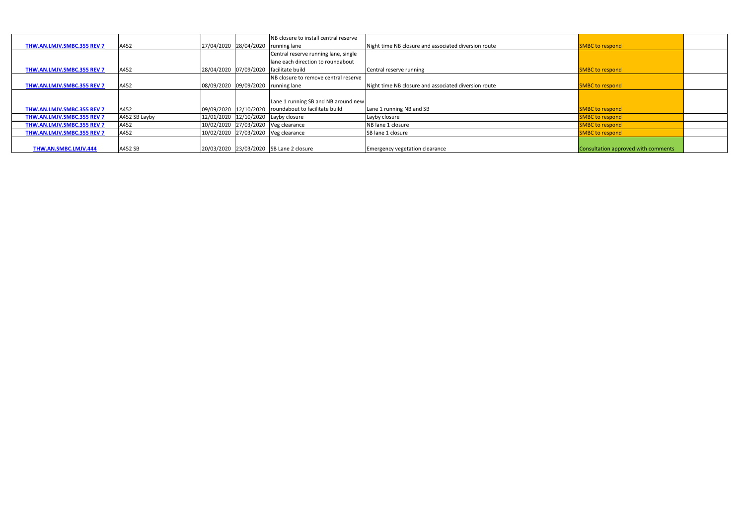| | | | | | | | |
|---|---|---|---|---|---|---|---|
| THW.AN.LMJV.SMBC.355 REV 7 | A452 | 27/04/2020 | 28/04/2020 | NB closure to install central reserve running lane | Night time NB closure and associated diversion route | SMBC to respond | |
| THW.AN.LMJV.SMBC.355 REV 7 | A452 | 28/04/2020 | 07/09/2020 | Central reserve running lane, single lane each direction to roundabout facilitate build | Central reserve running | SMBC to respond | |
| THW.AN.LMJV.SMBC.355 REV 7 | A452 | 08/09/2020 | 09/09/2020 | NB closure to remove central reserve running lane | Night time NB closure and associated diversion route | SMBC to respond | |
| THW.AN.LMJV.SMBC.355 REV 7 | A452 | 09/09/2020 | 12/10/2020 | Lane 1 running SB and NB around new roundabout to facilitate build | Lane 1 running NB and SB | SMBC to respond | |
| THW.AN.LMJV.SMBC.355 REV 7 | A452 SB Layby | 12/01/2020 | 12/10/2020 | Layby closure | Layby closure | SMBC to respond | |
| THW.AN.LMJV.SMBC.355 REV 7 | A452 | 10/02/2020 | 27/03/2020 | Veg clearance | NB lane 1 closure | SMBC to respond | |
| THW.AN.LMJV.SMBC.355 REV 7 | A452 | 10/02/2020 | 27/03/2020 | Veg clearance | SB lane 1 closure | SMBC to respond | |
| THW.AN.SMBC.LMJV.444 | A452 SB | 20/03/2020 | 23/03/2020 | SB Lane 2 closure | Emergency vegetation clearance | Consultation approved with comments | |